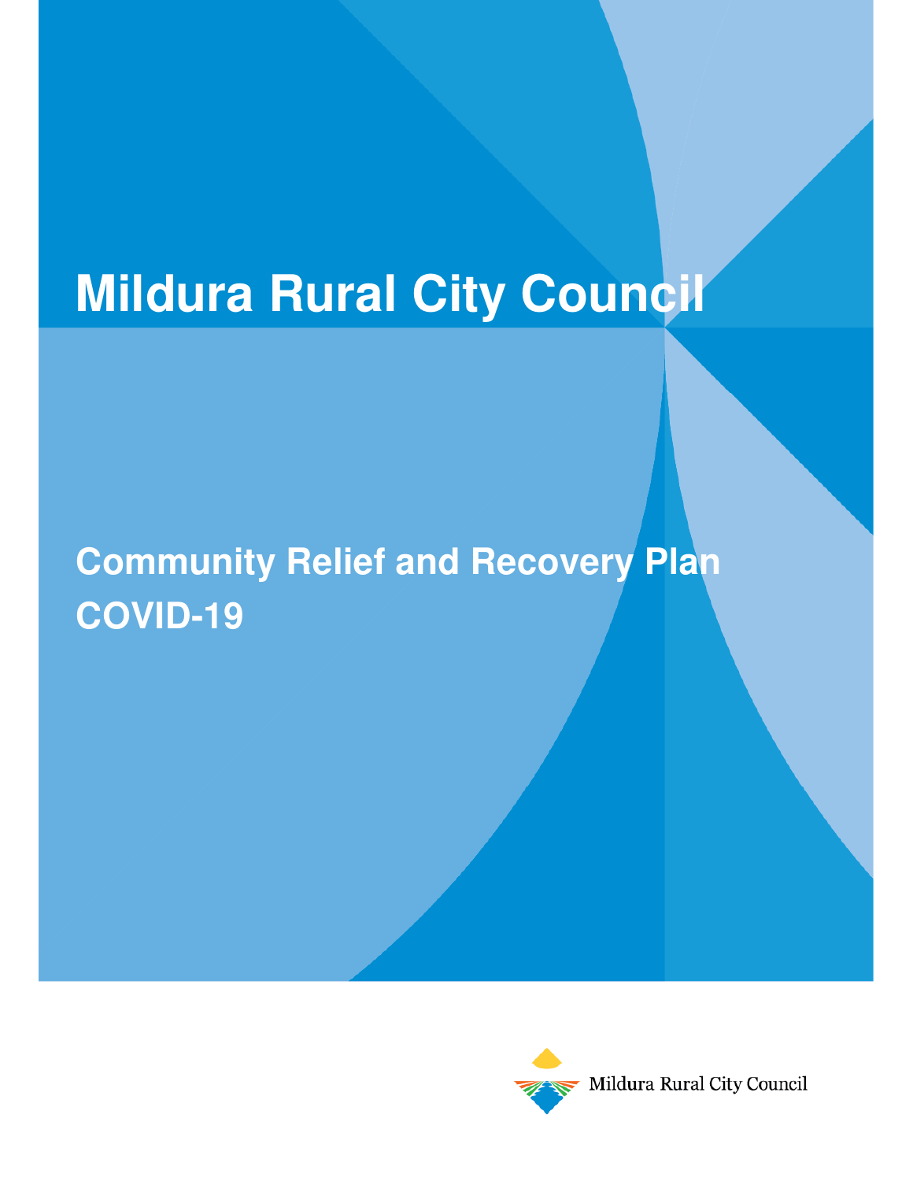# Mildura Rural City Council

## Community Relief and Recovery Plan COVID-19

Mildura Rural City Council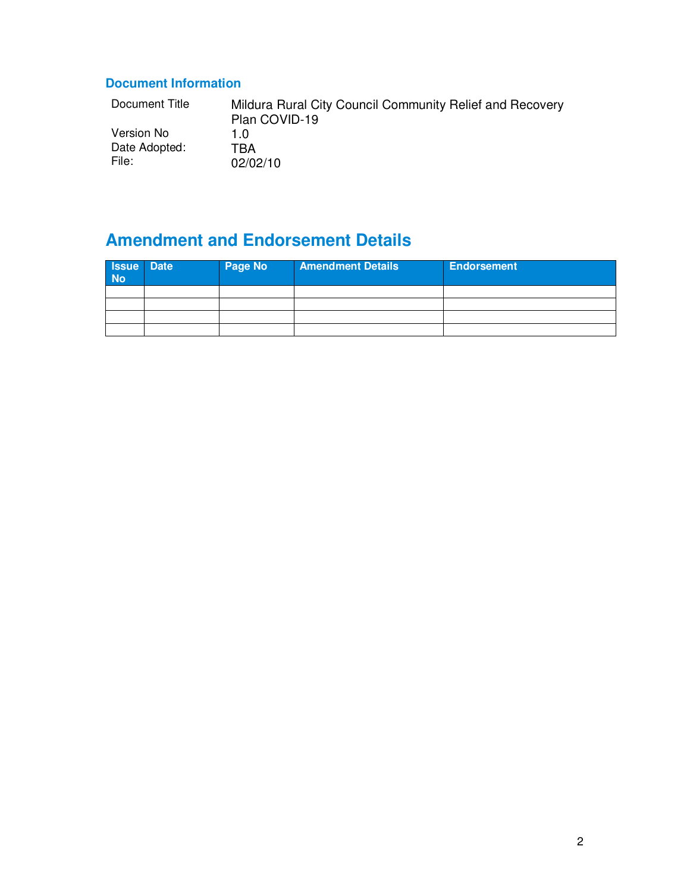### Document Information

| | |
|---|---|
| Document Title | Mildura Rural City Council Community Relief and Recovery Plan COVID-19 |
| Version No | 1.0 |
| Date Adopted: | TBA |
| File: | 02/02/10 |

## Amendment and Endorsement Details

| Issue No | Date | Page No | Amendment Details | Endorsement |
|---|---|---|---|---|
| | | | | |
| | | | | |
| | | | | |
| | | | | |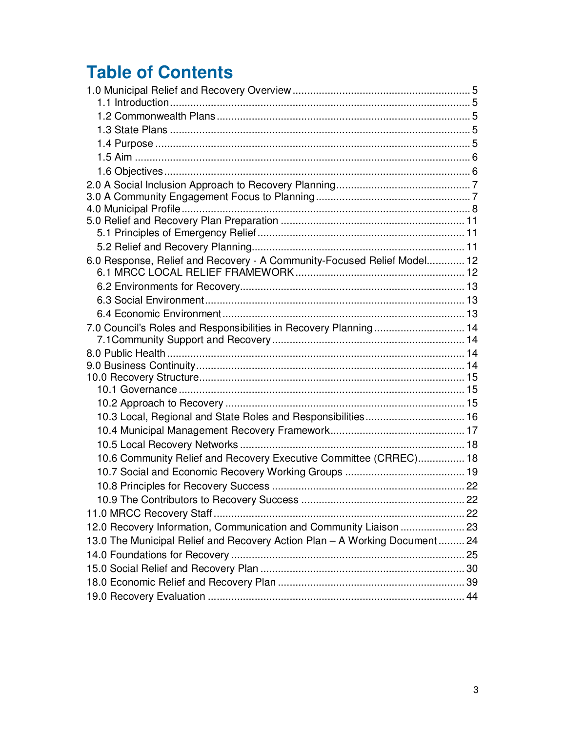# Table of Contents

1.0 Municipal Relief and Recovery Overview .......... 5
- 1.1 Introduction .......... 5
- 1.2 Commonwealth Plans .......... 5
- 1.3 State Plans .......... 5
- 1.4 Purpose .......... 5
- 1.5 Aim .......... 6
- 1.6 Objectives .......... 6

2.0 A Social Inclusion Approach to Recovery Planning .......... 7

3.0 A Community Engagement Focus to Planning .......... 7

4.0 Municipal Profile .......... 8

5.0 Relief and Recovery Plan Preparation .......... 11
- 5.1 Principles of Emergency Relief .......... 11
- 5.2 Relief and Recovery Planning .......... 11

6.0 Response, Relief and Recovery - A Community-Focused Relief Model .......... 12
- 6.1 MRCC LOCAL RELIEF FRAMEWORK .......... 12
- 6.2 Environments for Recovery .......... 13
- 6.3 Social Environment .......... 13
- 6.4 Economic Environment .......... 13

7.0 Council's Roles and Responsibilities in Recovery Planning .......... 14
- 7.1Community Support and Recovery .......... 14

8.0 Public Health .......... 14

9.0 Business Continuity .......... 14

10.0 Recovery Structure .......... 15
- 10.1 Governance .......... 15
- 10.2 Approach to Recovery .......... 15
- 10.3 Local, Regional and State Roles and Responsibilities .......... 16
- 10.4 Municipal Management Recovery Framework .......... 17
- 10.5 Local Recovery Networks .......... 18
- 10.6 Community Relief and Recovery Executive Committee (CRREC) .......... 18
- 10.7 Social and Economic Recovery Working Groups .......... 19
- 10.8 Principles for Recovery Success .......... 22
- 10.9 The Contributors to Recovery Success .......... 22

11.0 MRCC Recovery Staff .......... 22

12.0 Recovery Information, Communication and Community Liaison .......... 23

13.0 The Municipal Relief and Recovery Action Plan – A Working Document .......... 24

14.0 Foundations for Recovery .......... 25

15.0 Social Relief and Recovery Plan .......... 30

18.0 Economic Relief and Recovery Plan .......... 39

19.0 Recovery Evaluation .......... 44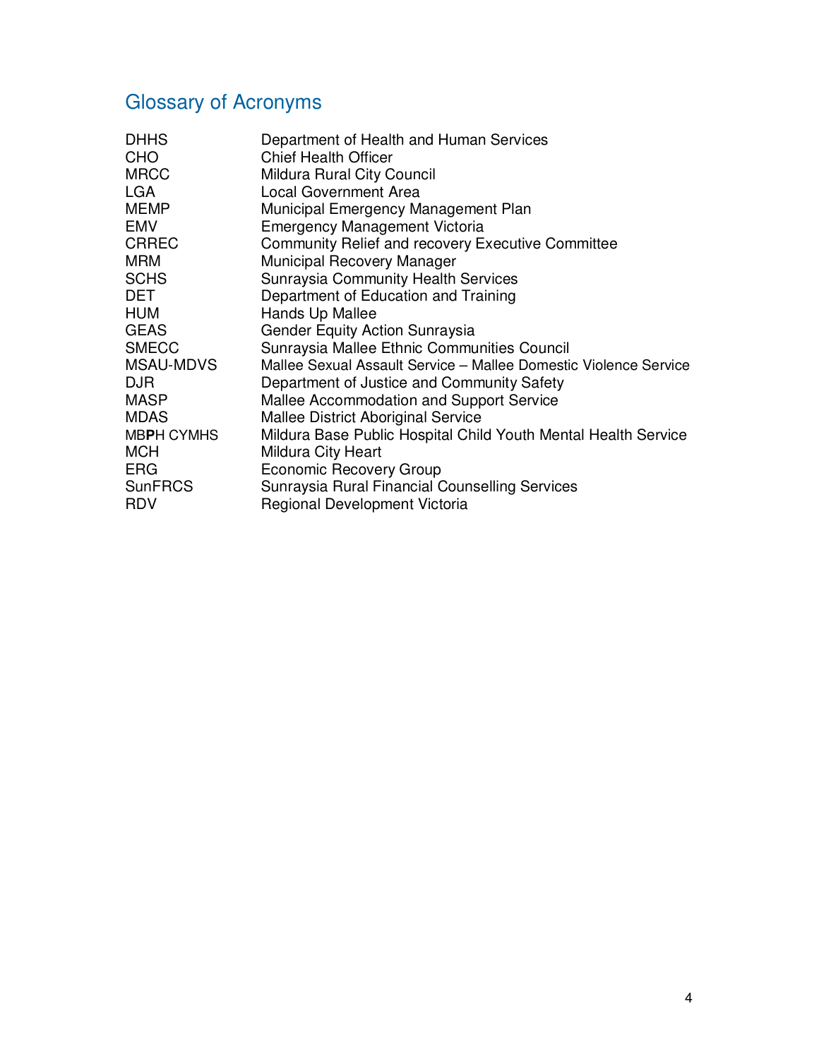## Glossary of Acronyms

| | |
|---|---|
| DHHS | Department of Health and Human Services |
| CHO | Chief Health Officer |
| MRCC | Mildura Rural City Council |
| LGA | Local Government Area |
| MEMP | Municipal Emergency Management Plan |
| EMV | Emergency Management Victoria |
| CRREC | Community Relief and recovery Executive Committee |
| MRM | Municipal Recovery Manager |
| SCHS | Sunraysia Community Health Services |
| DET | Department of Education and Training |
| HUM | Hands Up Mallee |
| GEAS | Gender Equity Action Sunraysia |
| SMECC | Sunraysia Mallee Ethnic Communities Council |
| MSAU-MDVS | Mallee Sexual Assault Service – Mallee Domestic Violence Service |
| DJR | Department of Justice and Community Safety |
| MASP | Mallee Accommodation and Support Service |
| MDAS | Mallee District Aboriginal Service |
| MBPH CYMHS | Mildura Base Public Hospital Child Youth Mental Health Service |
| MCH | Mildura City Heart |
| ERG | Economic Recovery Group |
| SunFRCS | Sunraysia Rural Financial Counselling Services |
| RDV | Regional Development Victoria |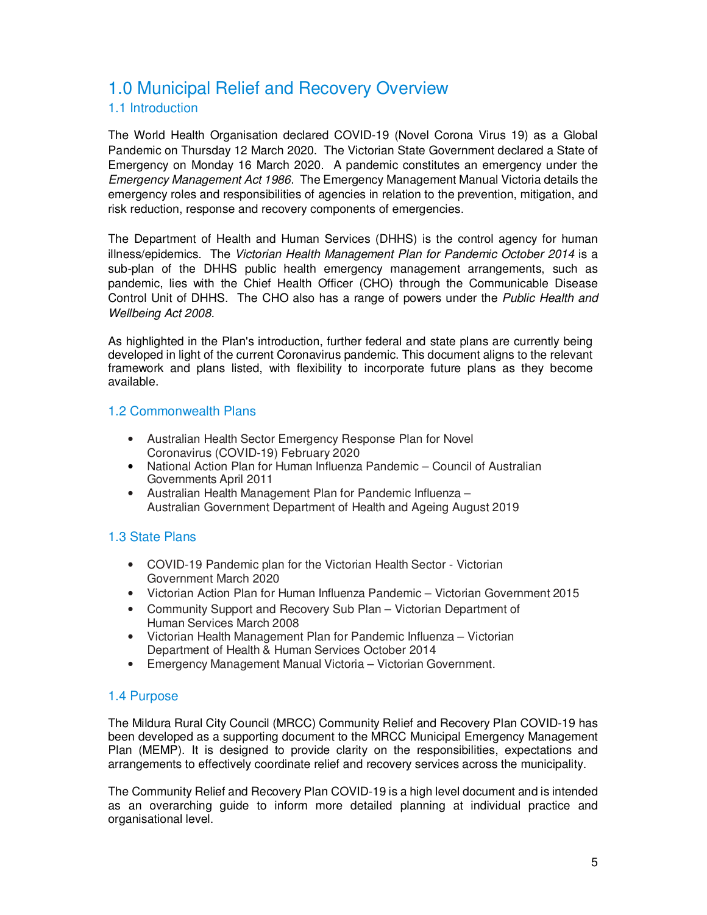# 1.0 Municipal Relief and Recovery Overview

## 1.1 Introduction

The World Health Organisation declared COVID-19 (Novel Corona Virus 19) as a Global Pandemic on Thursday 12 March 2020. The Victorian State Government declared a State of Emergency on Monday 16 March 2020. A pandemic constitutes an emergency under the *Emergency Management Act 1986*. The Emergency Management Manual Victoria details the emergency roles and responsibilities of agencies in relation to the prevention, mitigation, and risk reduction, response and recovery components of emergencies.

The Department of Health and Human Services (DHHS) is the control agency for human illness/epidemics. The *Victorian Health Management Plan for Pandemic October 2014* is a sub-plan of the DHHS public health emergency management arrangements, such as pandemic, lies with the Chief Health Officer (CHO) through the Communicable Disease Control Unit of DHHS. The CHO also has a range of powers under the *Public Health and Wellbeing Act 2008*.

As highlighted in the Plan's introduction, further federal and state plans are currently being developed in light of the current Coronavirus pandemic. This document aligns to the relevant framework and plans listed, with flexibility to incorporate future plans as they become available.

## 1.2 Commonwealth Plans

- Australian Health Sector Emergency Response Plan for Novel Coronavirus (COVID-19) February 2020
- National Action Plan for Human Influenza Pandemic – Council of Australian Governments April 2011
- Australian Health Management Plan for Pandemic Influenza – Australian Government Department of Health and Ageing August 2019

## 1.3 State Plans

- COVID-19 Pandemic plan for the Victorian Health Sector - Victorian Government March 2020
- Victorian Action Plan for Human Influenza Pandemic – Victorian Government 2015
- Community Support and Recovery Sub Plan – Victorian Department of Human Services March 2008
- Victorian Health Management Plan for Pandemic Influenza – Victorian Department of Health & Human Services October 2014
- Emergency Management Manual Victoria – Victorian Government.

## 1.4 Purpose

The Mildura Rural City Council (MRCC) Community Relief and Recovery Plan COVID-19 has been developed as a supporting document to the MRCC Municipal Emergency Management Plan (MEMP). It is designed to provide clarity on the responsibilities, expectations and arrangements to effectively coordinate relief and recovery services across the municipality.

The Community Relief and Recovery Plan COVID-19 is a high level document and is intended as an overarching guide to inform more detailed planning at individual practice and organisational level.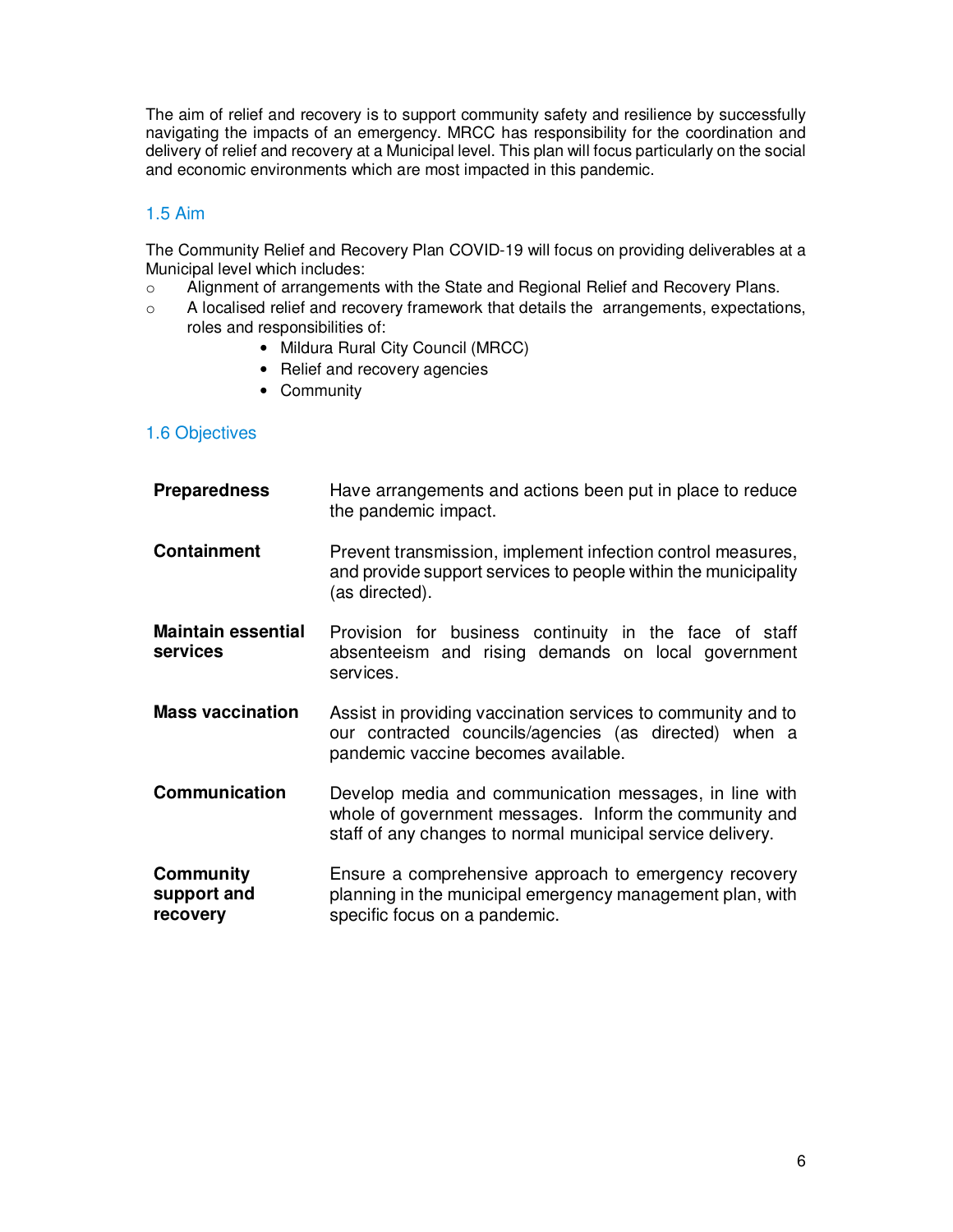The aim of relief and recovery is to support community safety and resilience by successfully navigating the impacts of an emergency. MRCC has responsibility for the coordination and delivery of relief and recovery at a Municipal level. This plan will focus particularly on the social and economic environments which are most impacted in this pandemic.

## 1.5 Aim

The Community Relief and Recovery Plan COVID-19 will focus on providing deliverables at a Municipal level which includes:

- Alignment of arrangements with the State and Regional Relief and Recovery Plans.
- A localised relief and recovery framework that details the arrangements, expectations, roles and responsibilities of:
    - Mildura Rural City Council (MRCC)
    - Relief and recovery agencies
    - Community

## 1.6 Objectives

| | |
|---|---|
| **Preparedness** | Have arrangements and actions been put in place to reduce the pandemic impact. |
| **Containment** | Prevent transmission, implement infection control measures, and provide support services to people within the municipality (as directed). |
| **Maintain essential services** | Provision for business continuity in the face of staff absenteeism and rising demands on local government services. |
| **Mass vaccination** | Assist in providing vaccination services to community and to our contracted councils/agencies (as directed) when a pandemic vaccine becomes available. |
| **Communication** | Develop media and communication messages, in line with whole of government messages. Inform the community and staff of any changes to normal municipal service delivery. |
| **Community support and recovery** | Ensure a comprehensive approach to emergency recovery planning in the municipal emergency management plan, with specific focus on a pandemic. |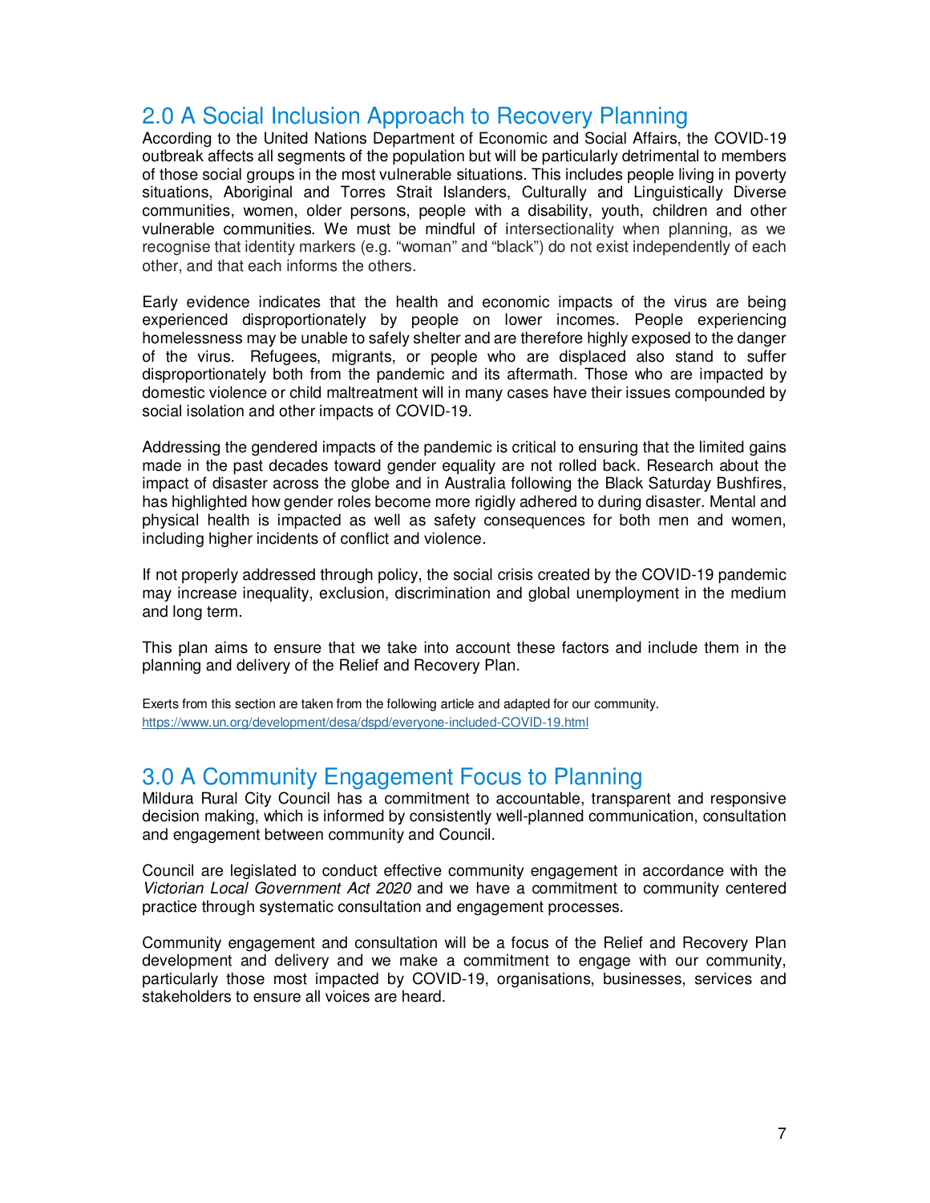## 2.0 A Social Inclusion Approach to Recovery Planning

According to the United Nations Department of Economic and Social Affairs, the COVID-19 outbreak affects all segments of the population but will be particularly detrimental to members of those social groups in the most vulnerable situations. This includes people living in poverty situations, Aboriginal and Torres Strait Islanders, Culturally and Linguistically Diverse communities, women, older persons, people with a disability, youth, children and other vulnerable communities. We must be mindful of intersectionality when planning, as we recognise that identity markers (e.g. "woman" and "black") do not exist independently of each other, and that each informs the others.

Early evidence indicates that the health and economic impacts of the virus are being experienced disproportionately by people on lower incomes. People experiencing homelessness may be unable to safely shelter and are therefore highly exposed to the danger of the virus. Refugees, migrants, or people who are displaced also stand to suffer disproportionately both from the pandemic and its aftermath. Those who are impacted by domestic violence or child maltreatment will in many cases have their issues compounded by social isolation and other impacts of COVID-19.

Addressing the gendered impacts of the pandemic is critical to ensuring that the limited gains made in the past decades toward gender equality are not rolled back. Research about the impact of disaster across the globe and in Australia following the Black Saturday Bushfires, has highlighted how gender roles become more rigidly adhered to during disaster. Mental and physical health is impacted as well as safety consequences for both men and women, including higher incidents of conflict and violence.

If not properly addressed through policy, the social crisis created by the COVID-19 pandemic may increase inequality, exclusion, discrimination and global unemployment in the medium and long term.

This plan aims to ensure that we take into account these factors and include them in the planning and delivery of the Relief and Recovery Plan.

Exerts from this section are taken from the following article and adapted for our community.
https://www.un.org/development/desa/dspd/everyone-included-COVID-19.html

## 3.0 A Community Engagement Focus to Planning

Mildura Rural City Council has a commitment to accountable, transparent and responsive decision making, which is informed by consistently well-planned communication, consultation and engagement between community and Council.

Council are legislated to conduct effective community engagement in accordance with the *Victorian Local Government Act 2020* and we have a commitment to community centered practice through systematic consultation and engagement processes.

Community engagement and consultation will be a focus of the Relief and Recovery Plan development and delivery and we make a commitment to engage with our community, particularly those most impacted by COVID-19, organisations, businesses, services and stakeholders to ensure all voices are heard.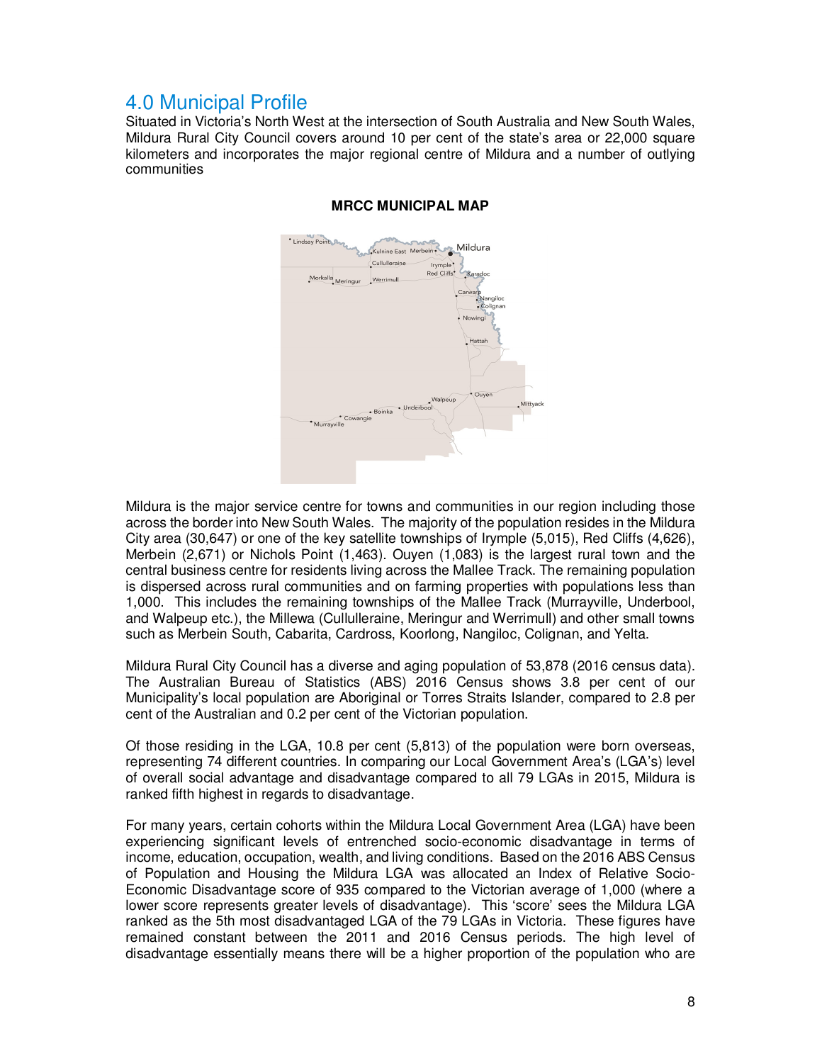# 4.0 Municipal Profile

Situated in Victoria's North West at the intersection of South Australia and New South Wales, Mildura Rural City Council covers around 10 per cent of the state's area or 22,000 square kilometers and incorporates the major regional centre of Mildura and a number of outlying communities

**MRCC MUNICIPAL MAP**

Mildura is the major service centre for towns and communities in our region including those across the border into New South Wales. The majority of the population resides in the Mildura City area (30,647) or one of the key satellite townships of Irymple (5,015), Red Cliffs (4,626), Merbein (2,671) or Nichols Point (1,463). Ouyen (1,083) is the largest rural town and the central business centre for residents living across the Mallee Track. The remaining population is dispersed across rural communities and on farming properties with populations less than 1,000. This includes the remaining townships of the Mallee Track (Murrayville, Underbool, and Walpeup etc.), the Millewa (Cullulleraine, Meringur and Werrimull) and other small towns such as Merbein South, Cabarita, Cardross, Koorlong, Nangiloc, Colignan, and Yelta.

Mildura Rural City Council has a diverse and aging population of 53,878 (2016 census data). The Australian Bureau of Statistics (ABS) 2016 Census shows 3.8 per cent of our Municipality's local population are Aboriginal or Torres Straits Islander, compared to 2.8 per cent of the Australian and 0.2 per cent of the Victorian population.

Of those residing in the LGA, 10.8 per cent (5,813) of the population were born overseas, representing 74 different countries. In comparing our Local Government Area's (LGA's) level of overall social advantage and disadvantage compared to all 79 LGAs in 2015, Mildura is ranked fifth highest in regards to disadvantage.

For many years, certain cohorts within the Mildura Local Government Area (LGA) have been experiencing significant levels of entrenched socio-economic disadvantage in terms of income, education, occupation, wealth, and living conditions. Based on the 2016 ABS Census of Population and Housing the Mildura LGA was allocated an Index of Relative Socio-Economic Disadvantage score of 935 compared to the Victorian average of 1,000 (where a lower score represents greater levels of disadvantage). This 'score' sees the Mildura LGA ranked as the 5th most disadvantaged LGA of the 79 LGAs in Victoria. These figures have remained constant between the 2011 and 2016 Census periods. The high level of disadvantage essentially means there will be a higher proportion of the population who are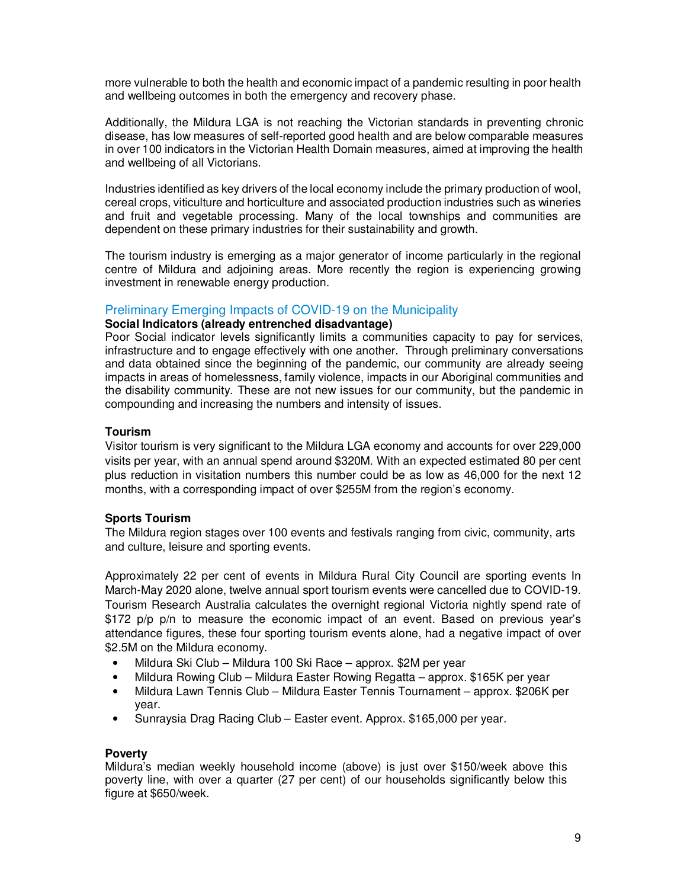more vulnerable to both the health and economic impact of a pandemic resulting in poor health and wellbeing outcomes in both the emergency and recovery phase.

Additionally, the Mildura LGA is not reaching the Victorian standards in preventing chronic disease, has low measures of self-reported good health and are below comparable measures in over 100 indicators in the Victorian Health Domain measures, aimed at improving the health and wellbeing of all Victorians.

Industries identified as key drivers of the local economy include the primary production of wool, cereal crops, viticulture and horticulture and associated production industries such as wineries and fruit and vegetable processing. Many of the local townships and communities are dependent on these primary industries for their sustainability and growth.

The tourism industry is emerging as a major generator of income particularly in the regional centre of Mildura and adjoining areas. More recently the region is experiencing growing investment in renewable energy production.

## Preliminary Emerging Impacts of COVID-19 on the Municipality

**Social Indicators (already entrenched disadvantage)**

Poor Social indicator levels significantly limits a communities capacity to pay for services, infrastructure and to engage effectively with one another. Through preliminary conversations and data obtained since the beginning of the pandemic, our community are already seeing impacts in areas of homelessness, family violence, impacts in our Aboriginal communities and the disability community. These are not new issues for our community, but the pandemic in compounding and increasing the numbers and intensity of issues.

**Tourism**

Visitor tourism is very significant to the Mildura LGA economy and accounts for over 229,000 visits per year, with an annual spend around $320M. With an expected estimated 80 per cent plus reduction in visitation numbers this number could be as low as 46,000 for the next 12 months, with a corresponding impact of over $255M from the region's economy.

**Sports Tourism**

The Mildura region stages over 100 events and festivals ranging from civic, community, arts and culture, leisure and sporting events.

Approximately 22 per cent of events in Mildura Rural City Council are sporting events In March-May 2020 alone, twelve annual sport tourism events were cancelled due to COVID-19. Tourism Research Australia calculates the overnight regional Victoria nightly spend rate of $172 p/p p/n to measure the economic impact of an event. Based on previous year's attendance figures, these four sporting tourism events alone, had a negative impact of over $2.5M on the Mildura economy.

- Mildura Ski Club – Mildura 100 Ski Race – approx. $2M per year
- Mildura Rowing Club – Mildura Easter Rowing Regatta – approx. $165K per year
- Mildura Lawn Tennis Club – Mildura Easter Tennis Tournament – approx. $206K per year.
- Sunraysia Drag Racing Club – Easter event. Approx. $165,000 per year.

**Poverty**

Mildura's median weekly household income (above) is just over $150/week above this poverty line, with over a quarter (27 per cent) of our households significantly below this figure at $650/week.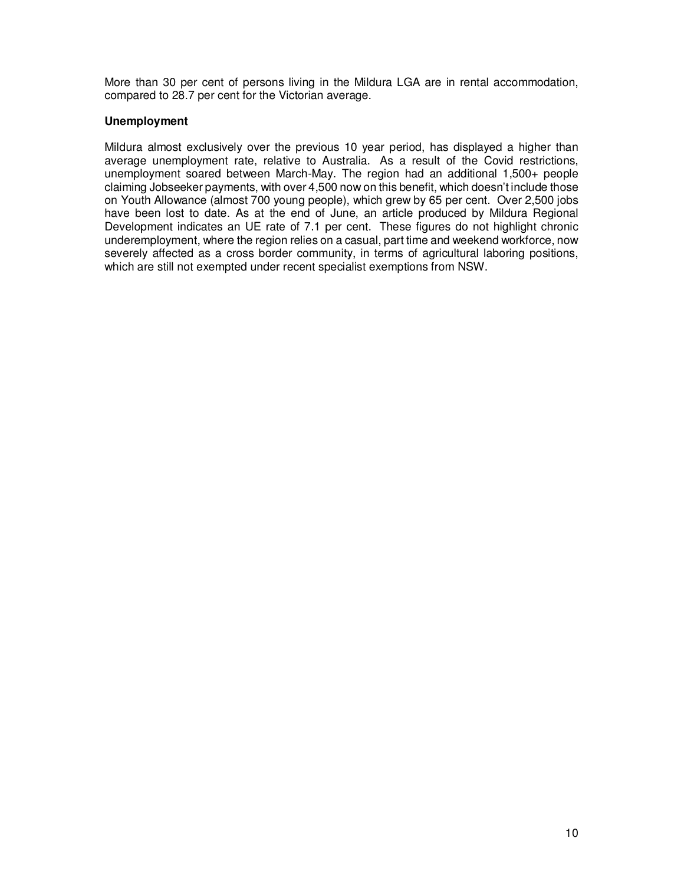More than 30 per cent of persons living in the Mildura LGA are in rental accommodation, compared to 28.7 per cent for the Victorian average.

**Unemployment**

Mildura almost exclusively over the previous 10 year period, has displayed a higher than average unemployment rate, relative to Australia. As a result of the Covid restrictions, unemployment soared between March-May. The region had an additional 1,500+ people claiming Jobseeker payments, with over 4,500 now on this benefit, which doesn't include those on Youth Allowance (almost 700 young people), which grew by 65 per cent. Over 2,500 jobs have been lost to date. As at the end of June, an article produced by Mildura Regional Development indicates an UE rate of 7.1 per cent. These figures do not highlight chronic underemployment, where the region relies on a casual, part time and weekend workforce, now severely affected as a cross border community, in terms of agricultural laboring positions, which are still not exempted under recent specialist exemptions from NSW.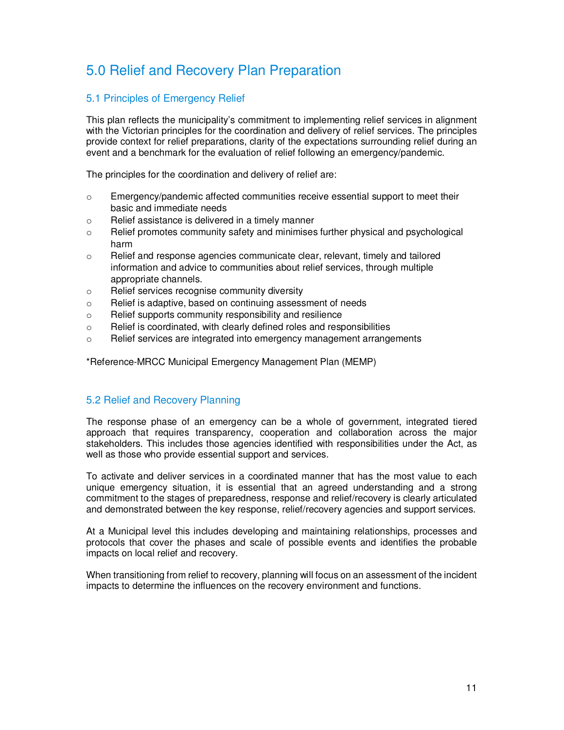# 5.0 Relief and Recovery Plan Preparation

## 5.1 Principles of Emergency Relief

This plan reflects the municipality's commitment to implementing relief services in alignment with the Victorian principles for the coordination and delivery of relief services. The principles provide context for relief preparations, clarity of the expectations surrounding relief during an event and a benchmark for the evaluation of relief following an emergency/pandemic.

The principles for the coordination and delivery of relief are:

- Emergency/pandemic affected communities receive essential support to meet their basic and immediate needs
- Relief assistance is delivered in a timely manner
- Relief promotes community safety and minimises further physical and psychological harm
- Relief and response agencies communicate clear, relevant, timely and tailored information and advice to communities about relief services, through multiple appropriate channels.
- Relief services recognise community diversity
- Relief is adaptive, based on continuing assessment of needs
- Relief supports community responsibility and resilience
- Relief is coordinated, with clearly defined roles and responsibilities
- Relief services are integrated into emergency management arrangements

*Reference-MRCC Municipal Emergency Management Plan (MEMP)

## 5.2 Relief and Recovery Planning

The response phase of an emergency can be a whole of government, integrated tiered approach that requires transparency, cooperation and collaboration across the major stakeholders. This includes those agencies identified with responsibilities under the Act, as well as those who provide essential support and services.

To activate and deliver services in a coordinated manner that has the most value to each unique emergency situation, it is essential that an agreed understanding and a strong commitment to the stages of preparedness, response and relief/recovery is clearly articulated and demonstrated between the key response, relief/recovery agencies and support services.

At a Municipal level this includes developing and maintaining relationships, processes and protocols that cover the phases and scale of possible events and identifies the probable impacts on local relief and recovery.

When transitioning from relief to recovery, planning will focus on an assessment of the incident impacts to determine the influences on the recovery environment and functions.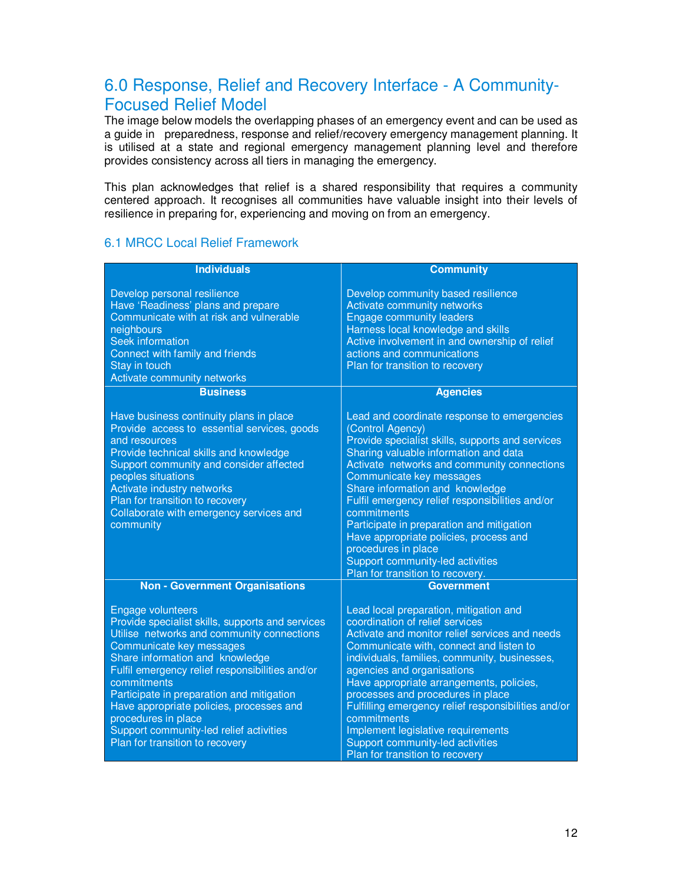## 6.0 Response, Relief and Recovery Interface - A Community-Focused Relief Model

The image below models the overlapping phases of an emergency event and can be used as a guide in preparedness, response and relief/recovery emergency management planning. It is utilised at a state and regional emergency management planning level and therefore provides consistency across all tiers in managing the emergency.

This plan acknowledges that relief is a shared responsibility that requires a community centered approach. It recognises all communities have valuable insight into their levels of resilience in preparing for, experiencing and moving on from an emergency.

### 6.1 MRCC Local Relief Framework

| **Individuals** | **Community** |
|---|---|
| Develop personal resilience<br>Have 'Readiness' plans and prepare<br>Communicate with at risk and vulnerable neighbours<br>Seek information<br>Connect with family and friends<br>Stay in touch<br>Activate community networks | Develop community based resilience<br>Activate community networks<br>Engage community leaders<br>Harness local knowledge and skills<br>Active involvement in and ownership of relief actions and communications<br>Plan for transition to recovery |
| **Business** | **Agencies** |
| Have business continuity plans in place<br>Provide access to essential services, goods and resources<br>Provide technical skills and knowledge<br>Support community and consider affected peoples situations<br>Activate industry networks<br>Plan for transition to recovery<br>Collaborate with emergency services and community | Lead and coordinate response to emergencies (Control Agency)<br>Provide specialist skills, supports and services<br>Sharing valuable information and data<br>Activate networks and community connections<br>Communicate key messages<br>Share information and knowledge<br>Fulfil emergency relief responsibilities and/or commitments<br>Participate in preparation and mitigation<br>Have appropriate policies, process and procedures in place<br>Support community-led activities<br>Plan for transition to recovery. |
| **Non - Government Organisations** | **Government** |
| Engage volunteers<br>Provide specialist skills, supports and services<br>Utilise networks and community connections<br>Communicate key messages<br>Share information and knowledge<br>Fulfil emergency relief responsibilities and/or commitments<br>Participate in preparation and mitigation<br>Have appropriate policies, processes and procedures in place<br>Support community-led relief activities<br>Plan for transition to recovery | Lead local preparation, mitigation and coordination of relief services<br>Activate and monitor relief services and needs<br>Communicate with, connect and listen to individuals, families, community, businesses, agencies and organisations<br>Have appropriate arrangements, policies, processes and procedures in place<br>Fulfilling emergency relief responsibilities and/or commitments<br>Implement legislative requirements<br>Support community-led activities<br>Plan for transition to recovery |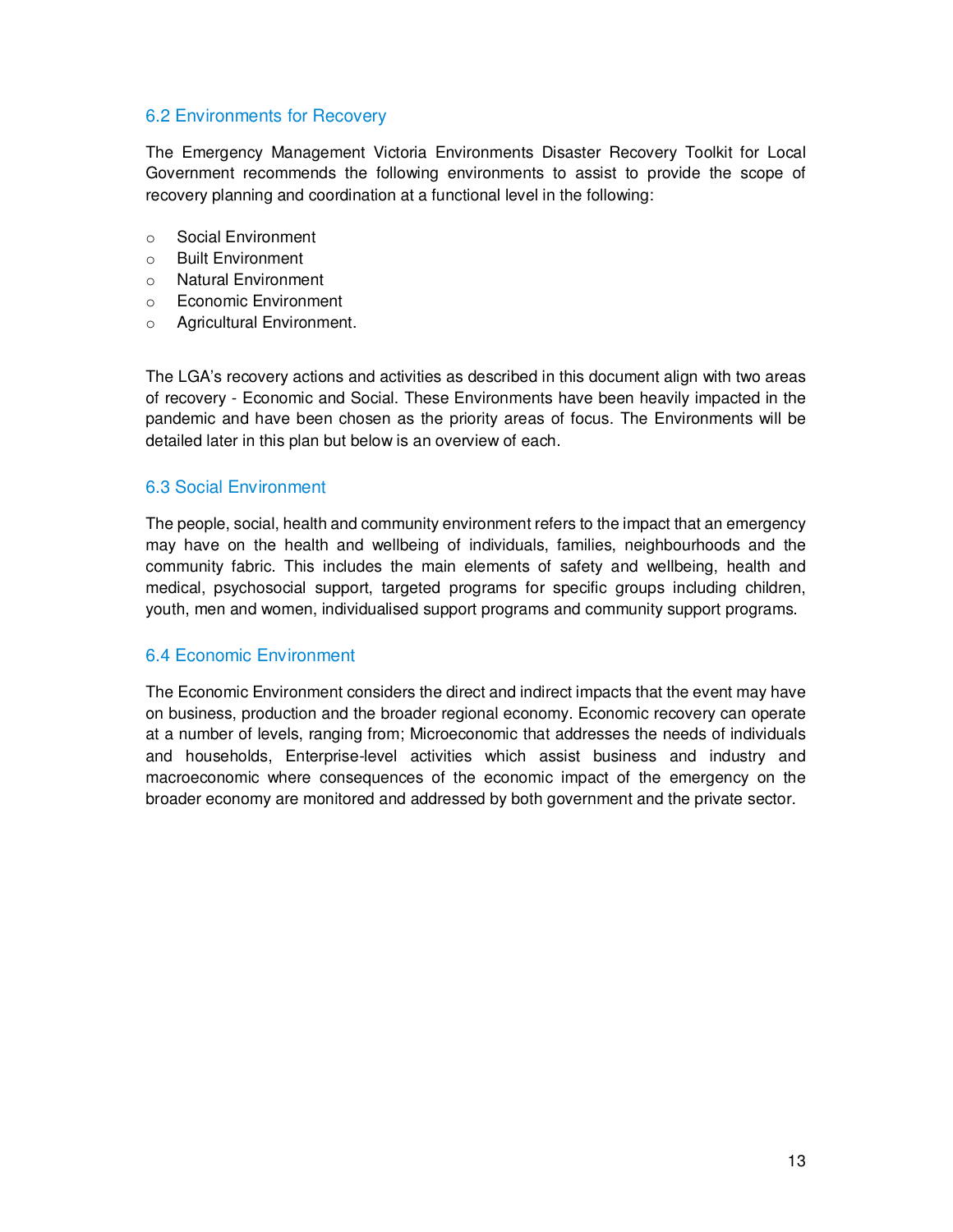### 6.2 Environments for Recovery

The Emergency Management Victoria Environments Disaster Recovery Toolkit for Local Government recommends the following environments to assist to provide the scope of recovery planning and coordination at a functional level in the following:

- Social Environment
- Built Environment
- Natural Environment
- Economic Environment
- Agricultural Environment.

The LGA's recovery actions and activities as described in this document align with two areas of recovery - Economic and Social. These Environments have been heavily impacted in the pandemic and have been chosen as the priority areas of focus. The Environments will be detailed later in this plan but below is an overview of each.

### 6.3 Social Environment

The people, social, health and community environment refers to the impact that an emergency may have on the health and wellbeing of individuals, families, neighbourhoods and the community fabric. This includes the main elements of safety and wellbeing, health and medical, psychosocial support, targeted programs for specific groups including children, youth, men and women, individualised support programs and community support programs.

### 6.4 Economic Environment

The Economic Environment considers the direct and indirect impacts that the event may have on business, production and the broader regional economy. Economic recovery can operate at a number of levels, ranging from; Microeconomic that addresses the needs of individuals and households, Enterprise-level activities which assist business and industry and macroeconomic where consequences of the economic impact of the emergency on the broader economy are monitored and addressed by both government and the private sector.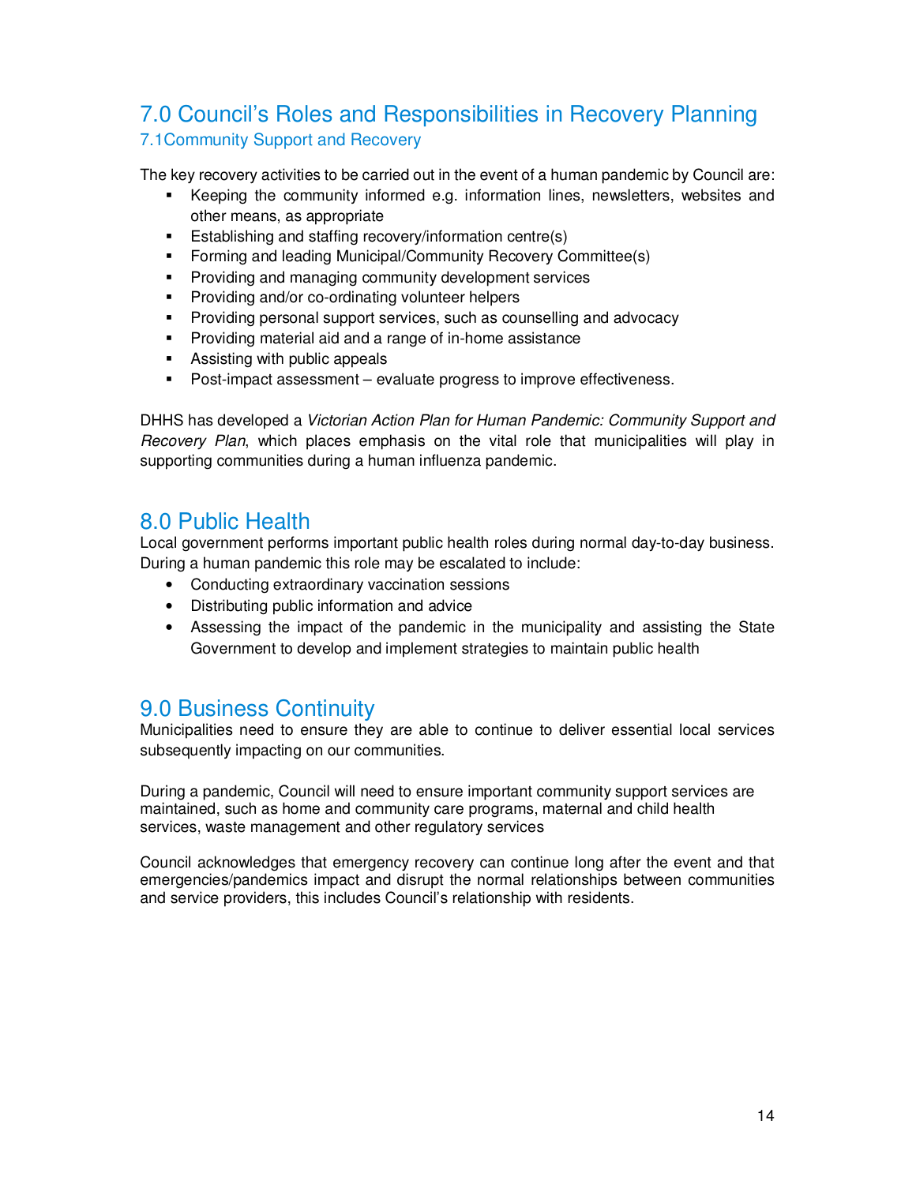# 7.0 Council's Roles and Responsibilities in Recovery Planning

## 7.1Community Support and Recovery

The key recovery activities to be carried out in the event of a human pandemic by Council are:

- Keeping the community informed e.g. information lines, newsletters, websites and other means, as appropriate
- Establishing and staffing recovery/information centre(s)
- Forming and leading Municipal/Community Recovery Committee(s)
- Providing and managing community development services
- Providing and/or co-ordinating volunteer helpers
- Providing personal support services, such as counselling and advocacy
- Providing material aid and a range of in-home assistance
- Assisting with public appeals
- Post-impact assessment – evaluate progress to improve effectiveness.

DHHS has developed a *Victorian Action Plan for Human Pandemic: Community Support and Recovery Plan*, which places emphasis on the vital role that municipalities will play in supporting communities during a human influenza pandemic.

# 8.0 Public Health

Local government performs important public health roles during normal day-to-day business. During a human pandemic this role may be escalated to include:

- Conducting extraordinary vaccination sessions
- Distributing public information and advice
- Assessing the impact of the pandemic in the municipality and assisting the State Government to develop and implement strategies to maintain public health

# 9.0 Business Continuity

Municipalities need to ensure they are able to continue to deliver essential local services subsequently impacting on our communities.

During a pandemic, Council will need to ensure important community support services are maintained, such as home and community care programs, maternal and child health services, waste management and other regulatory services

Council acknowledges that emergency recovery can continue long after the event and that emergencies/pandemics impact and disrupt the normal relationships between communities and service providers, this includes Council's relationship with residents.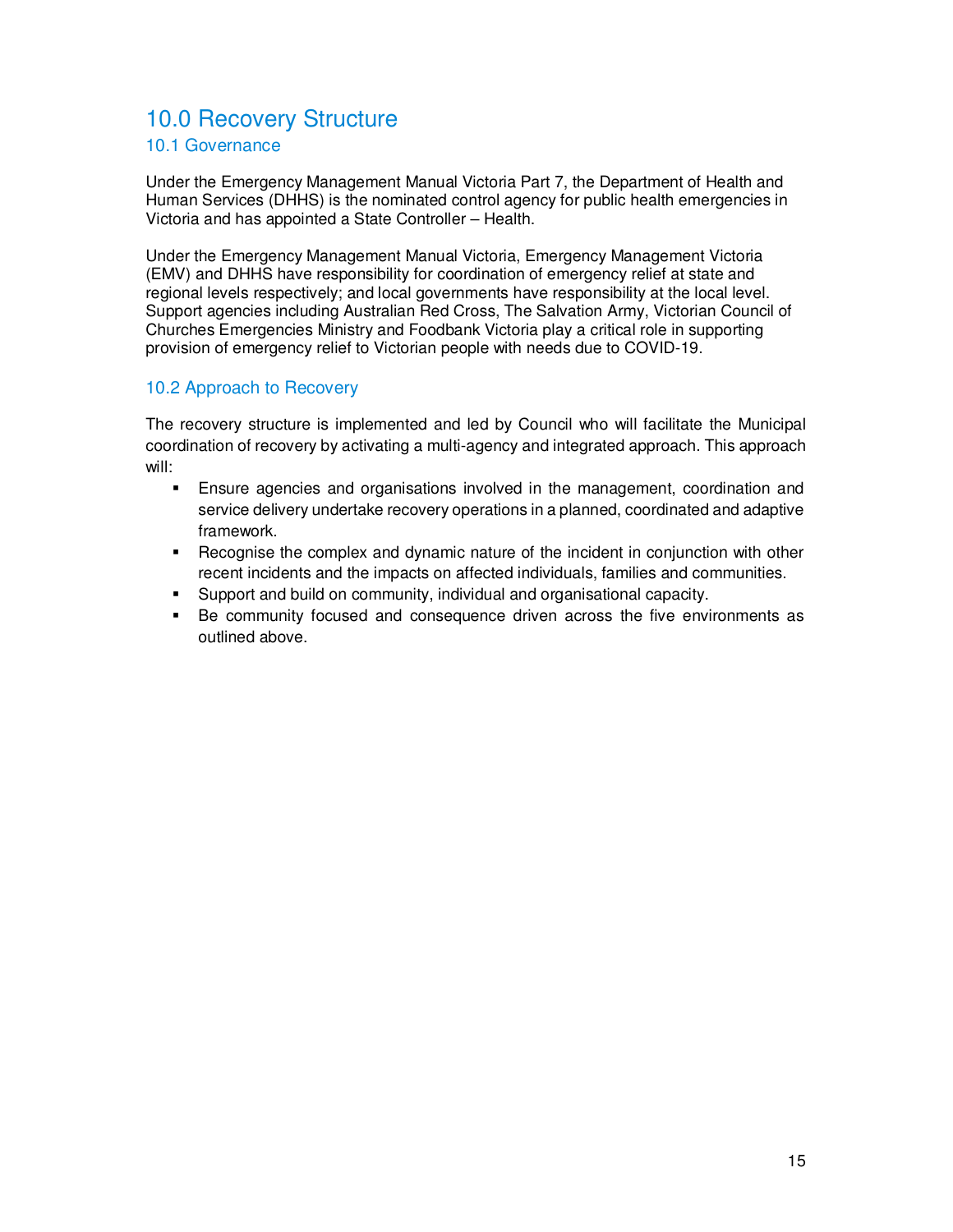# 10.0 Recovery Structure

## 10.1 Governance

Under the Emergency Management Manual Victoria Part 7, the Department of Health and Human Services (DHHS) is the nominated control agency for public health emergencies in Victoria and has appointed a State Controller – Health.

Under the Emergency Management Manual Victoria, Emergency Management Victoria (EMV) and DHHS have responsibility for coordination of emergency relief at state and regional levels respectively; and local governments have responsibility at the local level. Support agencies including Australian Red Cross, The Salvation Army, Victorian Council of Churches Emergencies Ministry and Foodbank Victoria play a critical role in supporting provision of emergency relief to Victorian people with needs due to COVID-19.

## 10.2 Approach to Recovery

The recovery structure is implemented and led by Council who will facilitate the Municipal coordination of recovery by activating a multi-agency and integrated approach. This approach will:

- Ensure agencies and organisations involved in the management, coordination and service delivery undertake recovery operations in a planned, coordinated and adaptive framework.
- Recognise the complex and dynamic nature of the incident in conjunction with other recent incidents and the impacts on affected individuals, families and communities.
- Support and build on community, individual and organisational capacity.
- Be community focused and consequence driven across the five environments as outlined above.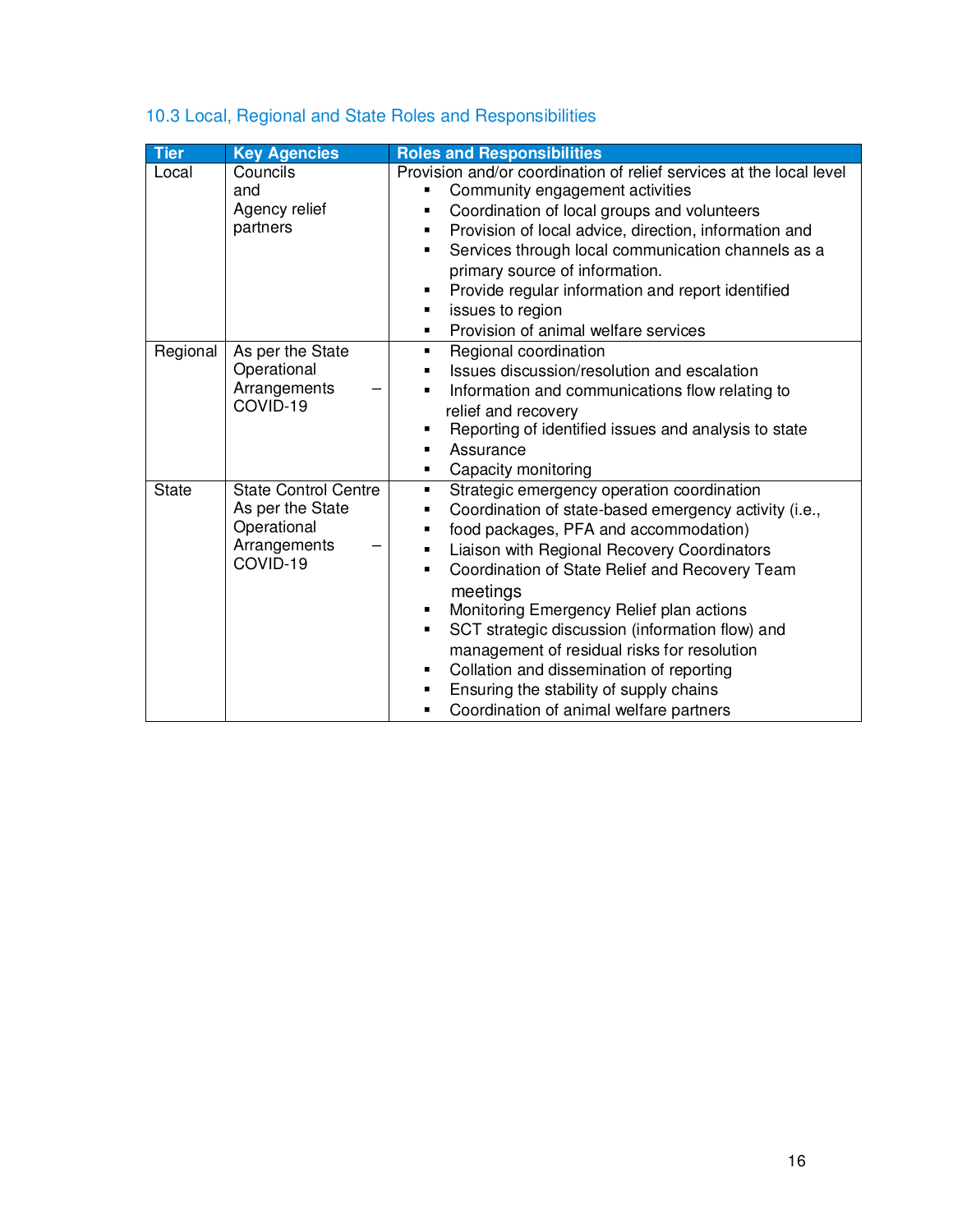### 10.3 Local, Regional and State Roles and Responsibilities

| Tier | Key Agencies | Roles and Responsibilities |
|---|---|---|
| Local | Councils and Agency relief partners | Provision and/or coordination of relief services at the local level<br>▪ Community engagement activities<br>▪ Coordination of local groups and volunteers<br>▪ Provision of local advice, direction, information and<br>▪ Services through local communication channels as a primary source of information.<br>▪ Provide regular information and report identified<br>▪ issues to region<br>▪ Provision of animal welfare services |
| Regional | As per the State Operational Arrangements – COVID-19 | ▪ Regional coordination<br>▪ Issues discussion/resolution and escalation<br>▪ Information and communications flow relating to relief and recovery<br>▪ Reporting of identified issues and analysis to state<br>▪ Assurance<br>▪ Capacity monitoring |
| State | State Control Centre As per the State Operational Arrangements – COVID-19 | ▪ Strategic emergency operation coordination<br>▪ Coordination of state-based emergency activity (i.e.,<br>▪ food packages, PFA and accommodation)<br>▪ Liaison with Regional Recovery Coordinators<br>▪ Coordination of State Relief and Recovery Team meetings<br>▪ Monitoring Emergency Relief plan actions<br>▪ SCT strategic discussion (information flow) and management of residual risks for resolution<br>▪ Collation and dissemination of reporting<br>▪ Ensuring the stability of supply chains<br>▪ Coordination of animal welfare partners |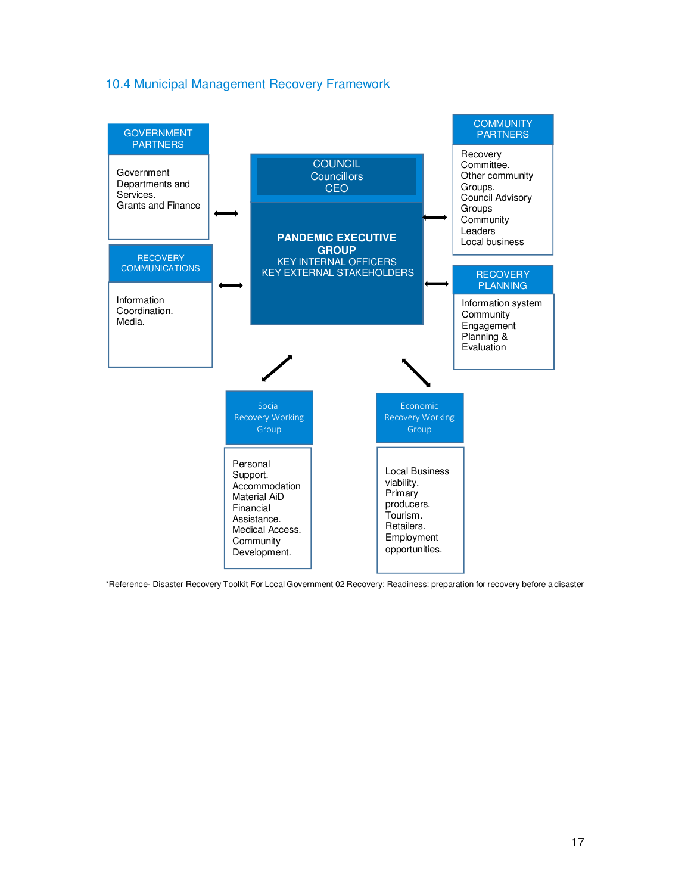## 10.4 Municipal Management Recovery Framework

**GOVERNMENT PARTNERS**

Government Departments and Services.
Grants and Finance

**RECOVERY COMMUNICATIONS**

Information Coordination.
Media.

**COUNCIL**
Councillors
CEO

**PANDEMIC EXECUTIVE GROUP**
KEY INTERNAL OFFICERS
KEY EXTERNAL STAKEHOLDERS

**COMMUNITY PARTNERS**

Recovery Committee.
Other community Groups.
Council Advisory Groups
Community Leaders
Local business

**RECOVERY PLANNING**

Information system
Community Engagement
Planning &
Evaluation

**Social Recovery Working Group**

Personal Support.
Accommodation
Material AiD
Financial Assistance.
Medical Access.
Community Development.

**Economic Recovery Working Group**

Local Business viability.
Primary producers.
Tourism.
Retailers.
Employment opportunities.

*Reference- Disaster Recovery Toolkit For Local Government 02 Recovery: Readiness: preparation for recovery before a disaster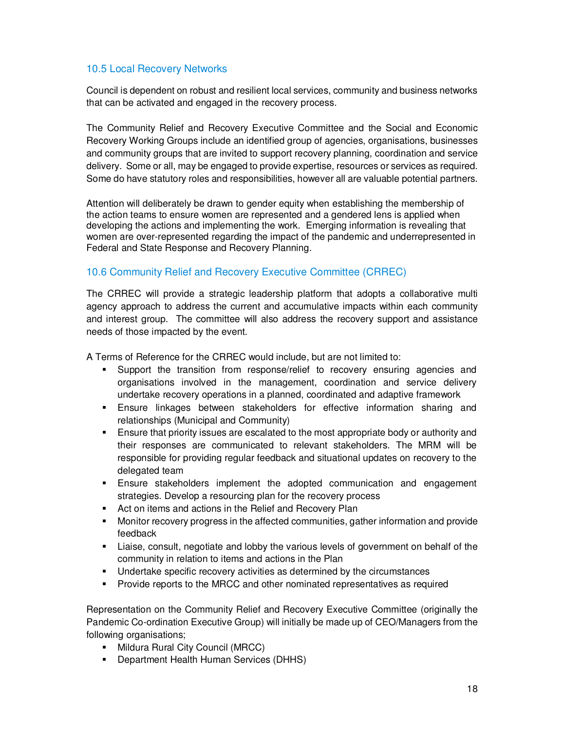## 10.5 Local Recovery Networks

Council is dependent on robust and resilient local services, community and business networks that can be activated and engaged in the recovery process.

The Community Relief and Recovery Executive Committee and the Social and Economic Recovery Working Groups include an identified group of agencies, organisations, businesses and community groups that are invited to support recovery planning, coordination and service delivery. Some or all, may be engaged to provide expertise, resources or services as required. Some do have statutory roles and responsibilities, however all are valuable potential partners.

Attention will deliberately be drawn to gender equity when establishing the membership of the action teams to ensure women are represented and a gendered lens is applied when developing the actions and implementing the work. Emerging information is revealing that women are over-represented regarding the impact of the pandemic and underrepresented in Federal and State Response and Recovery Planning.

## 10.6 Community Relief and Recovery Executive Committee (CRREC)

The CRREC will provide a strategic leadership platform that adopts a collaborative multi agency approach to address the current and accumulative impacts within each community and interest group. The committee will also address the recovery support and assistance needs of those impacted by the event.

A Terms of Reference for the CRREC would include, but are not limited to:

- Support the transition from response/relief to recovery ensuring agencies and organisations involved in the management, coordination and service delivery undertake recovery operations in a planned, coordinated and adaptive framework
- Ensure linkages between stakeholders for effective information sharing and relationships (Municipal and Community)
- Ensure that priority issues are escalated to the most appropriate body or authority and their responses are communicated to relevant stakeholders. The MRM will be responsible for providing regular feedback and situational updates on recovery to the delegated team
- Ensure stakeholders implement the adopted communication and engagement strategies. Develop a resourcing plan for the recovery process
- Act on items and actions in the Relief and Recovery Plan
- Monitor recovery progress in the affected communities, gather information and provide feedback
- Liaise, consult, negotiate and lobby the various levels of government on behalf of the community in relation to items and actions in the Plan
- Undertake specific recovery activities as determined by the circumstances
- Provide reports to the MRCC and other nominated representatives as required

Representation on the Community Relief and Recovery Executive Committee (originally the Pandemic Co-ordination Executive Group) will initially be made up of CEO/Managers from the following organisations;

- Mildura Rural City Council (MRCC)
- Department Health Human Services (DHHS)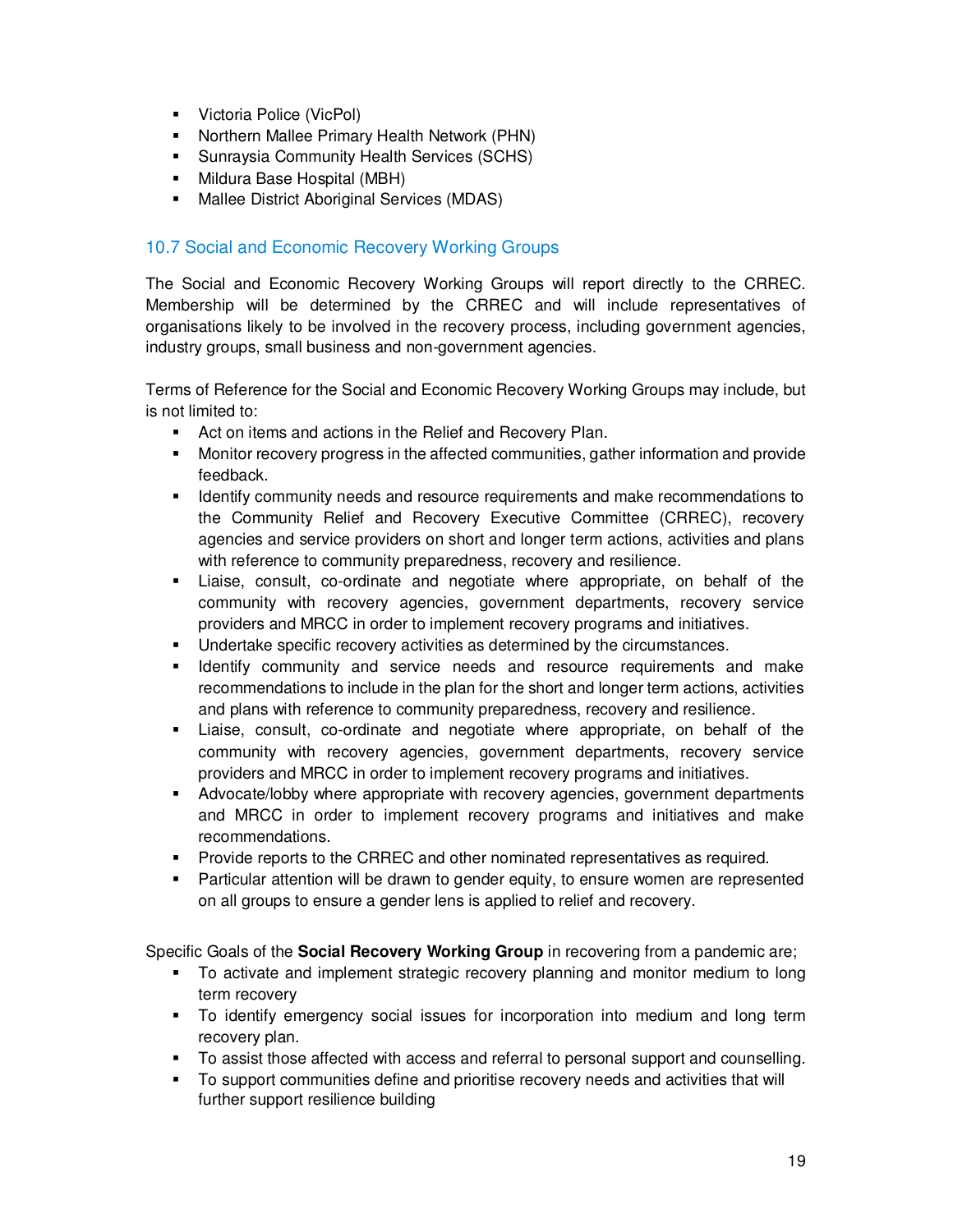- Victoria Police (VicPol)
- Northern Mallee Primary Health Network (PHN)
- Sunraysia Community Health Services (SCHS)
- Mildura Base Hospital (MBH)
- Mallee District Aboriginal Services (MDAS)

## 10.7 Social and Economic Recovery Working Groups

The Social and Economic Recovery Working Groups will report directly to the CRREC. Membership will be determined by the CRREC and will include representatives of organisations likely to be involved in the recovery process, including government agencies, industry groups, small business and non-government agencies.

Terms of Reference for the Social and Economic Recovery Working Groups may include, but is not limited to:

- Act on items and actions in the Relief and Recovery Plan.
- Monitor recovery progress in the affected communities, gather information and provide feedback.
- Identify community needs and resource requirements and make recommendations to the Community Relief and Recovery Executive Committee (CRREC), recovery agencies and service providers on short and longer term actions, activities and plans with reference to community preparedness, recovery and resilience.
- Liaise, consult, co-ordinate and negotiate where appropriate, on behalf of the community with recovery agencies, government departments, recovery service providers and MRCC in order to implement recovery programs and initiatives.
- Undertake specific recovery activities as determined by the circumstances.
- Identify community and service needs and resource requirements and make recommendations to include in the plan for the short and longer term actions, activities and plans with reference to community preparedness, recovery and resilience.
- Liaise, consult, co-ordinate and negotiate where appropriate, on behalf of the community with recovery agencies, government departments, recovery service providers and MRCC in order to implement recovery programs and initiatives.
- Advocate/lobby where appropriate with recovery agencies, government departments and MRCC in order to implement recovery programs and initiatives and make recommendations.
- Provide reports to the CRREC and other nominated representatives as required.
- Particular attention will be drawn to gender equity, to ensure women are represented on all groups to ensure a gender lens is applied to relief and recovery.

Specific Goals of the **Social Recovery Working Group** in recovering from a pandemic are;

- To activate and implement strategic recovery planning and monitor medium to long term recovery
- To identify emergency social issues for incorporation into medium and long term recovery plan.
- To assist those affected with access and referral to personal support and counselling.
- To support communities define and prioritise recovery needs and activities that will further support resilience building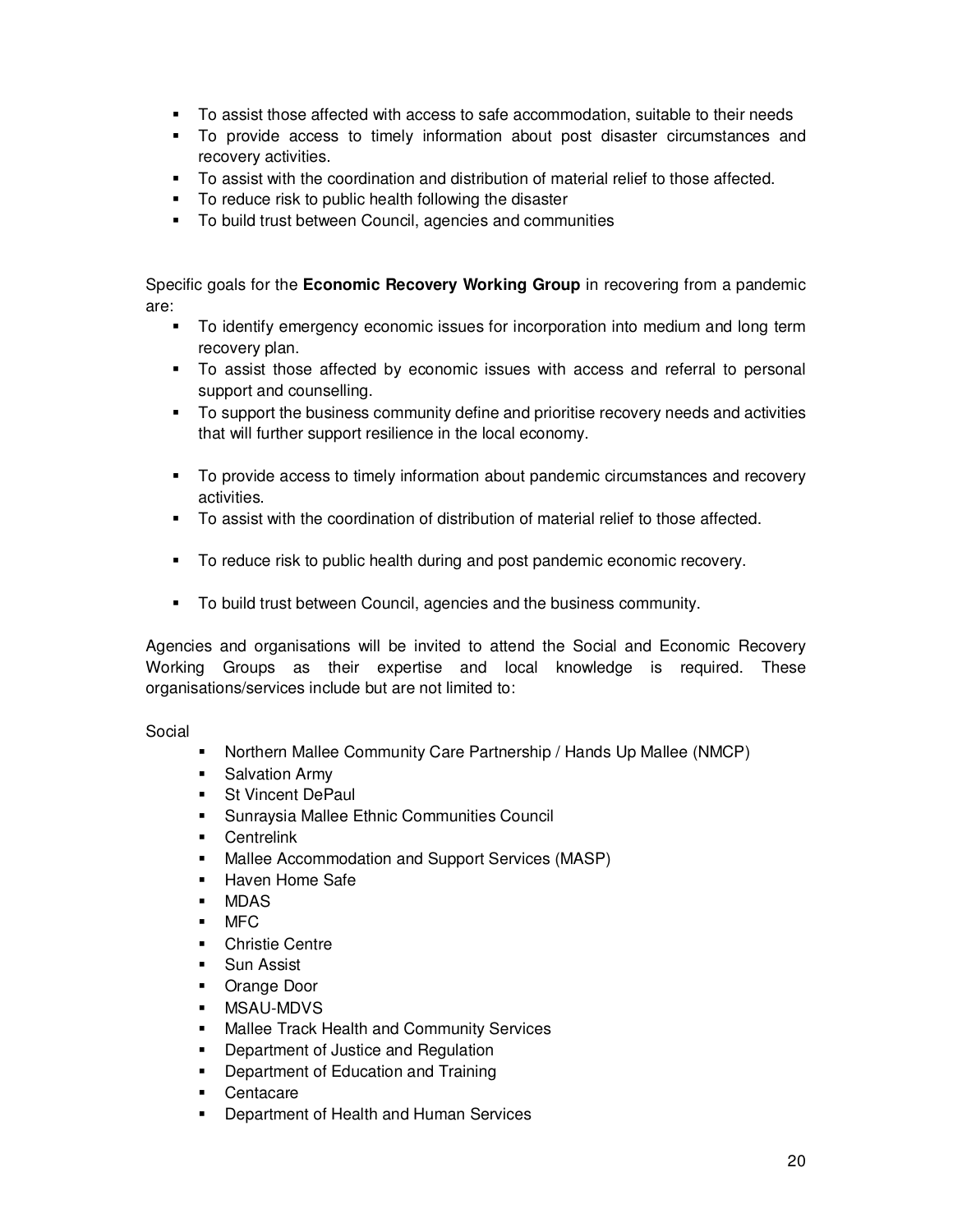- To assist those affected with access to safe accommodation, suitable to their needs
- To provide access to timely information about post disaster circumstances and recovery activities.
- To assist with the coordination and distribution of material relief to those affected.
- To reduce risk to public health following the disaster
- To build trust between Council, agencies and communities

Specific goals for the **Economic Recovery Working Group** in recovering from a pandemic are:

- To identify emergency economic issues for incorporation into medium and long term recovery plan.
- To assist those affected by economic issues with access and referral to personal support and counselling.
- To support the business community define and prioritise recovery needs and activities that will further support resilience in the local economy.
- To provide access to timely information about pandemic circumstances and recovery activities.
- To assist with the coordination of distribution of material relief to those affected.
- To reduce risk to public health during and post pandemic economic recovery.
- To build trust between Council, agencies and the business community.

Agencies and organisations will be invited to attend the Social and Economic Recovery Working Groups as their expertise and local knowledge is required. These organisations/services include but are not limited to:

Social

- Northern Mallee Community Care Partnership / Hands Up Mallee (NMCP)
- Salvation Army
- St Vincent DePaul
- Sunraysia Mallee Ethnic Communities Council
- Centrelink
- Mallee Accommodation and Support Services (MASP)
- Haven Home Safe
- MDAS
- MFC
- Christie Centre
- Sun Assist
- Orange Door
- MSAU-MDVS
- Mallee Track Health and Community Services
- Department of Justice and Regulation
- Department of Education and Training
- Centacare
- Department of Health and Human Services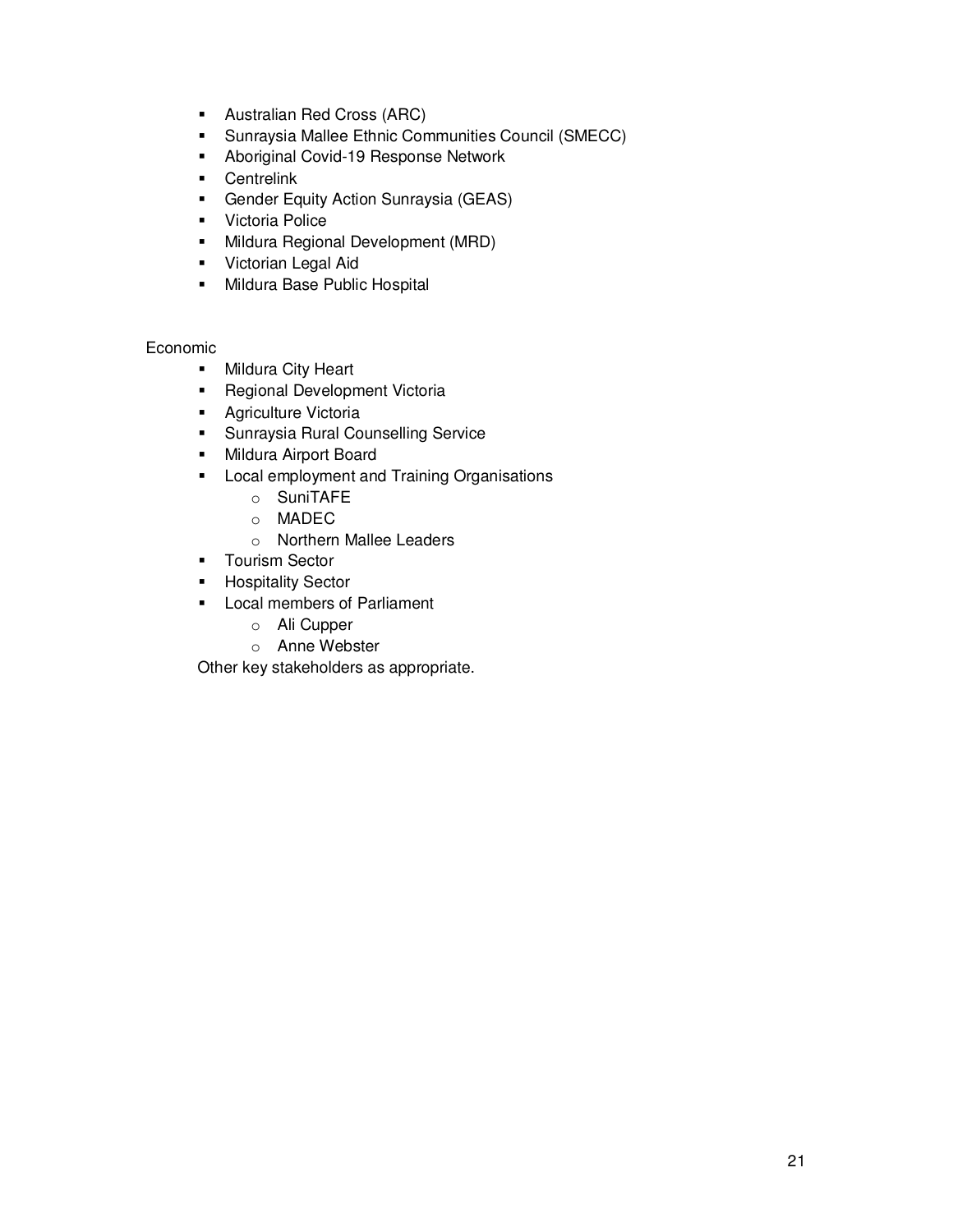- Australian Red Cross (ARC)
- Sunraysia Mallee Ethnic Communities Council (SMECC)
- Aboriginal Covid-19 Response Network
- Centrelink
- Gender Equity Action Sunraysia (GEAS)
- Victoria Police
- Mildura Regional Development (MRD)
- Victorian Legal Aid
- Mildura Base Public Hospital

Economic

- Mildura City Heart
- Regional Development Victoria
- Agriculture Victoria
- Sunraysia Rural Counselling Service
- Mildura Airport Board
- Local employment and Training Organisations
  - SuniTAFE
  - MADEC
  - Northern Mallee Leaders
- Tourism Sector
- Hospitality Sector
- Local members of Parliament
  - Ali Cupper
  - Anne Webster

Other key stakeholders as appropriate.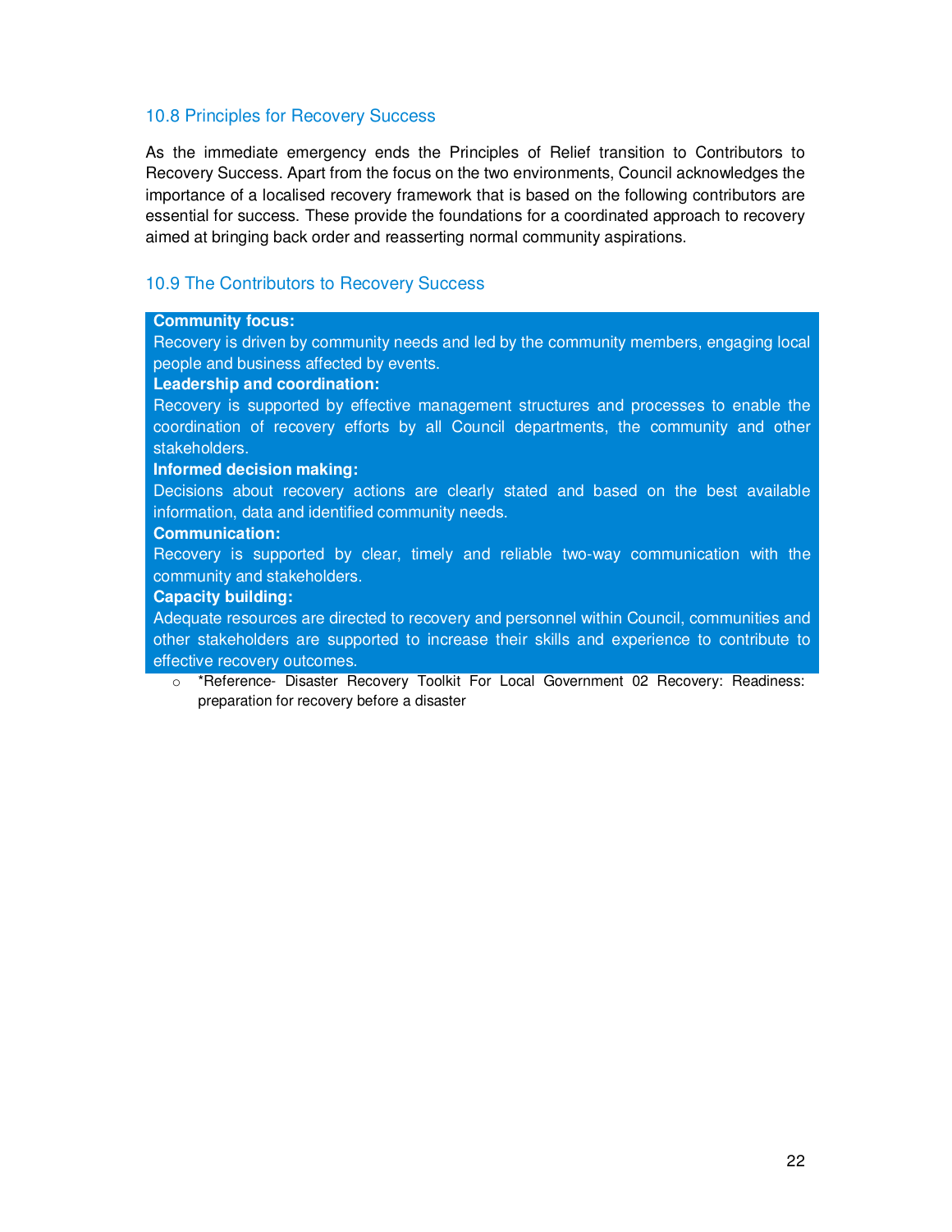## 10.8 Principles for Recovery Success

As the immediate emergency ends the Principles of Relief transition to Contributors to Recovery Success. Apart from the focus on the two environments, Council acknowledges the importance of a localised recovery framework that is based on the following contributors are essential for success. These provide the foundations for a coordinated approach to recovery aimed at bringing back order and reasserting normal community aspirations.

## 10.9 The Contributors to Recovery Success

**Community focus:**
Recovery is driven by community needs and led by the community members, engaging local people and business affected by events.

**Leadership and coordination:**
Recovery is supported by effective management structures and processes to enable the coordination of recovery efforts by all Council departments, the community and other stakeholders.

**Informed decision making:**
Decisions about recovery actions are clearly stated and based on the best available information, data and identified community needs.

**Communication:**
Recovery is supported by clear, timely and reliable two-way communication with the community and stakeholders.

**Capacity building:**
Adequate resources are directed to recovery and personnel within Council, communities and other stakeholders are supported to increase their skills and experience to contribute to effective recovery outcomes.

- *Reference- Disaster Recovery Toolkit For Local Government 02 Recovery: Readiness: preparation for recovery before a disaster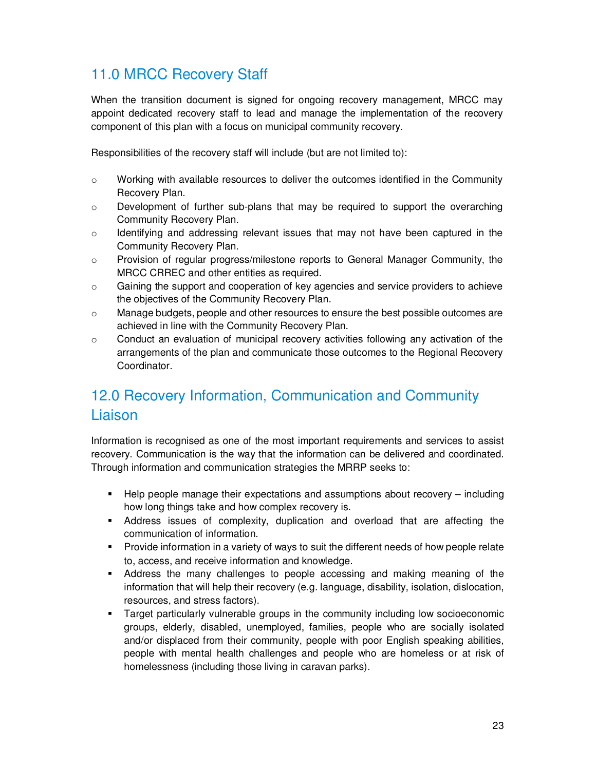## 11.0 MRCC Recovery Staff

When the transition document is signed for ongoing recovery management, MRCC may appoint dedicated recovery staff to lead and manage the implementation of the recovery component of this plan with a focus on municipal community recovery.

Responsibilities of the recovery staff will include (but are not limited to):

- Working with available resources to deliver the outcomes identified in the Community Recovery Plan.
- Development of further sub-plans that may be required to support the overarching Community Recovery Plan.
- Identifying and addressing relevant issues that may not have been captured in the Community Recovery Plan.
- Provision of regular progress/milestone reports to General Manager Community, the MRCC CRREC and other entities as required.
- Gaining the support and cooperation of key agencies and service providers to achieve the objectives of the Community Recovery Plan.
- Manage budgets, people and other resources to ensure the best possible outcomes are achieved in line with the Community Recovery Plan.
- Conduct an evaluation of municipal recovery activities following any activation of the arrangements of the plan and communicate those outcomes to the Regional Recovery Coordinator.

## 12.0 Recovery Information, Communication and Community Liaison

Information is recognised as one of the most important requirements and services to assist recovery. Communication is the way that the information can be delivered and coordinated. Through information and communication strategies the MRRP seeks to:

- Help people manage their expectations and assumptions about recovery – including how long things take and how complex recovery is.
- Address issues of complexity, duplication and overload that are affecting the communication of information.
- Provide information in a variety of ways to suit the different needs of how people relate to, access, and receive information and knowledge.
- Address the many challenges to people accessing and making meaning of the information that will help their recovery (e.g. language, disability, isolation, dislocation, resources, and stress factors).
- Target particularly vulnerable groups in the community including low socioeconomic groups, elderly, disabled, unemployed, families, people who are socially isolated and/or displaced from their community, people with poor English speaking abilities, people with mental health challenges and people who are homeless or at risk of homelessness (including those living in caravan parks).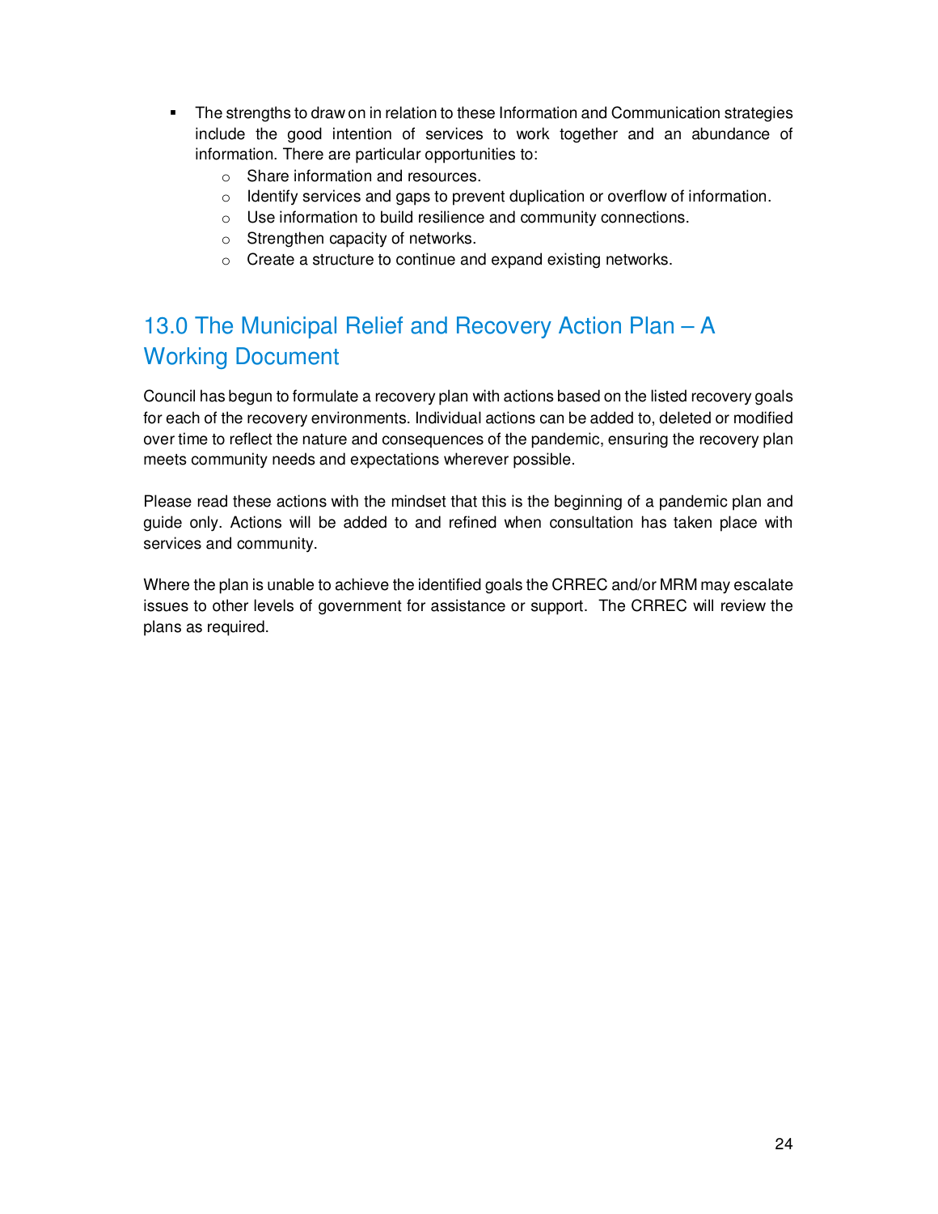- The strengths to draw on in relation to these Information and Communication strategies include the good intention of services to work together and an abundance of information. There are particular opportunities to:
  - Share information and resources.
  - Identify services and gaps to prevent duplication or overflow of information.
  - Use information to build resilience and community connections.
  - Strengthen capacity of networks.
  - Create a structure to continue and expand existing networks.

## 13.0 The Municipal Relief and Recovery Action Plan – A Working Document

Council has begun to formulate a recovery plan with actions based on the listed recovery goals for each of the recovery environments. Individual actions can be added to, deleted or modified over time to reflect the nature and consequences of the pandemic, ensuring the recovery plan meets community needs and expectations wherever possible.

Please read these actions with the mindset that this is the beginning of a pandemic plan and guide only. Actions will be added to and refined when consultation has taken place with services and community.

Where the plan is unable to achieve the identified goals the CRREC and/or MRM may escalate issues to other levels of government for assistance or support. The CRREC will review the plans as required.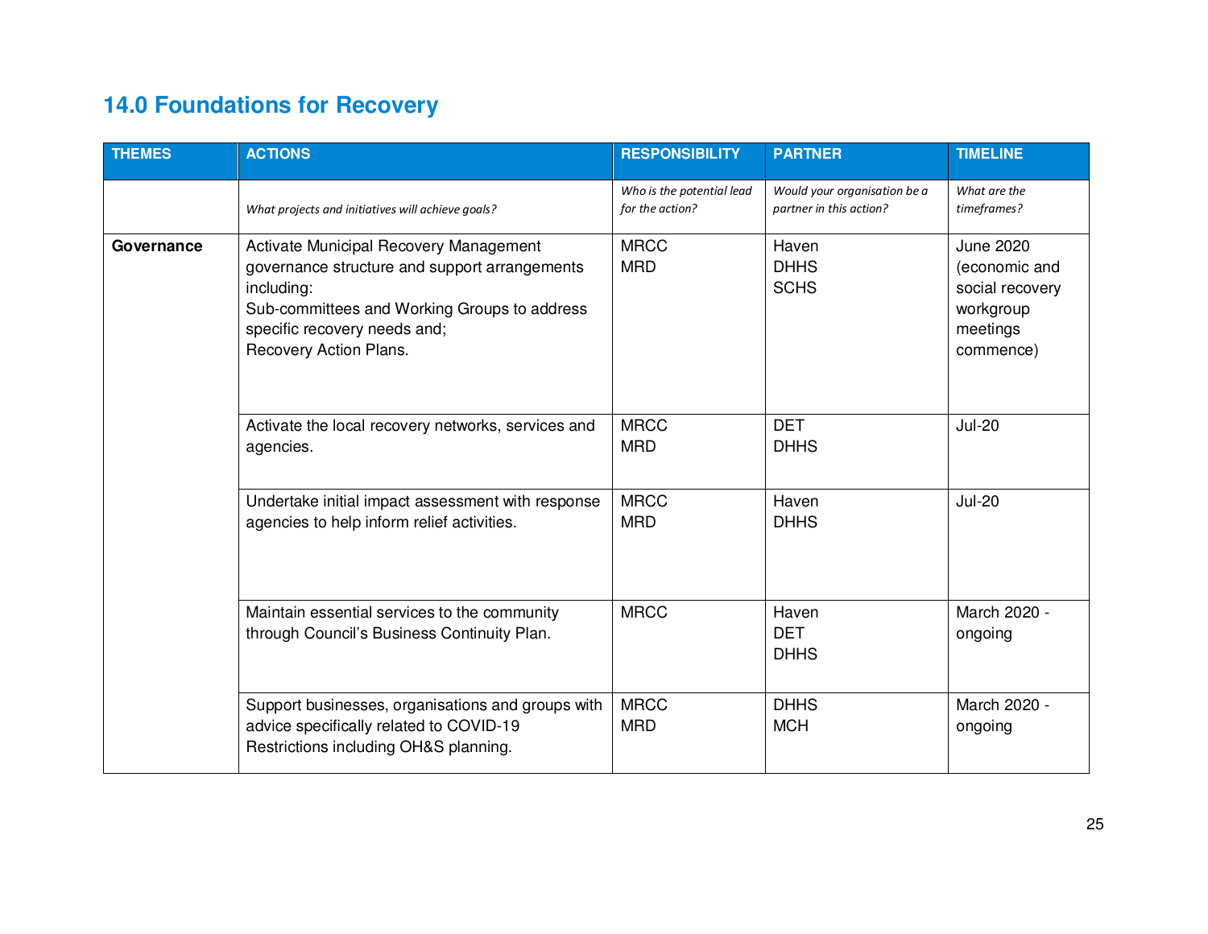# 14.0 Foundations for Recovery

| THEMES | ACTIONS | RESPONSIBILITY | PARTNER | TIMELINE |
|---|---|---|---|---|
| | *What projects and initiatives will achieve goals?* | *Who is the potential lead for the action?* | *Would your organisation be a partner in this action?* | *What are the timeframes?* |
| **Governance** | Activate Municipal Recovery Management governance structure and support arrangements including:<br>Sub-committees and Working Groups to address specific recovery needs and;<br>Recovery Action Plans. | MRCC<br>MRD | Haven<br>DHHS<br>SCHS | June 2020 (economic and social recovery workgroup meetings commence) |
| | Activate the local recovery networks, services and agencies. | MRCC<br>MRD | DET<br>DHHS | Jul-20 |
| | Undertake initial impact assessment with response agencies to help inform relief activities. | MRCC<br>MRD | Haven<br>DHHS | Jul-20 |
| | Maintain essential services to the community through Council's Business Continuity Plan. | MRCC | Haven<br>DET<br>DHHS | March 2020 - ongoing |
| | Support businesses, organisations and groups with advice specifically related to COVID-19 Restrictions including OH&S planning. | MRCC<br>MRD | DHHS<br>MCH | March 2020 - ongoing |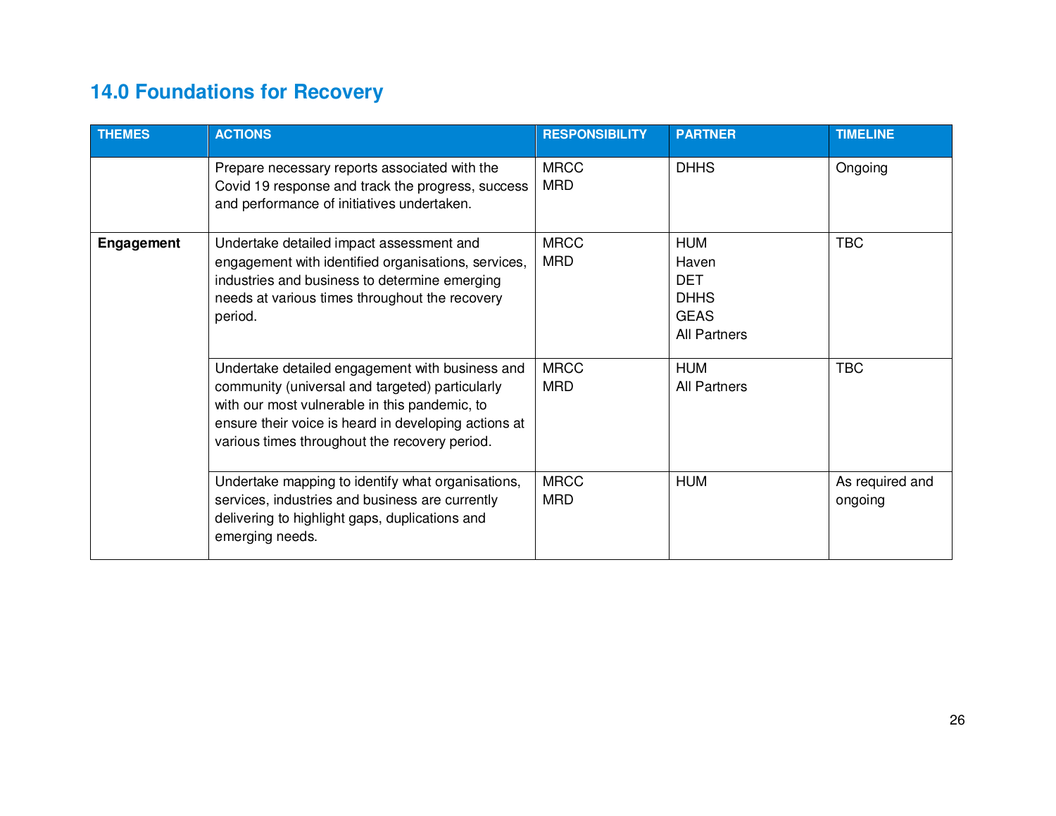## 14.0 Foundations for Recovery

| THEMES | ACTIONS | RESPONSIBILITY | PARTNER | TIMELINE |
|---|---|---|---|---|
| | Prepare necessary reports associated with the Covid 19 response and track the progress, success and performance of initiatives undertaken. | MRCC<br>MRD | DHHS | Ongoing |
| **Engagement** | Undertake detailed impact assessment and engagement with identified organisations, services, industries and business to determine emerging needs at various times throughout the recovery period. | MRCC<br>MRD | HUM<br>Haven<br>DET<br>DHHS<br>GEAS<br>All Partners | TBC |
| | Undertake detailed engagement with business and community (universal and targeted) particularly with our most vulnerable in this pandemic, to ensure their voice is heard in developing actions at various times throughout the recovery period. | MRCC<br>MRD | HUM<br>All Partners | TBC |
| | Undertake mapping to identify what organisations, services, industries and business are currently delivering to highlight gaps, duplications and emerging needs. | MRCC<br>MRD | HUM | As required and ongoing |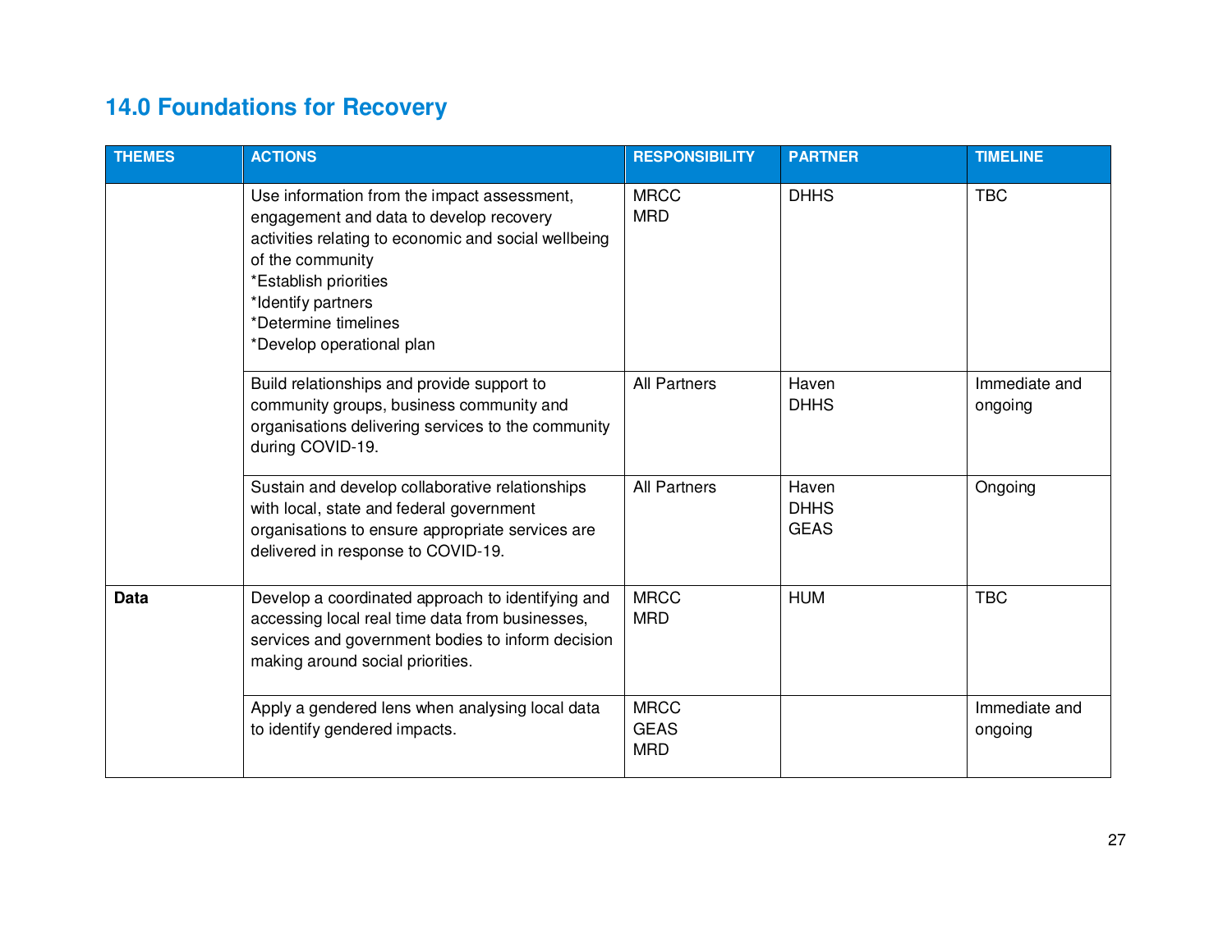## 14.0 Foundations for Recovery

| THEMES | ACTIONS | RESPONSIBILITY | PARTNER | TIMELINE |
|---|---|---|---|---|
| | Use information from the impact assessment, engagement and data to develop recovery activities relating to economic and social wellbeing of the community<br>*Establish priorities<br>*Identify partners<br>*Determine timelines<br>*Develop operational plan | MRCC<br>MRD | DHHS | TBC |
| | Build relationships and provide support to community groups, business community and organisations delivering services to the community during COVID-19. | All Partners | Haven<br>DHHS | Immediate and ongoing |
| | Sustain and develop collaborative relationships with local, state and federal government organisations to ensure appropriate services are delivered in response to COVID-19. | All Partners | Haven<br>DHHS<br>GEAS | Ongoing |
| **Data** | Develop a coordinated approach to identifying and accessing local real time data from businesses, services and government bodies to inform decision making around social priorities. | MRCC<br>MRD | HUM | TBC |
| | Apply a gendered lens when analysing local data to identify gendered impacts. | MRCC<br>GEAS<br>MRD | | Immediate and ongoing |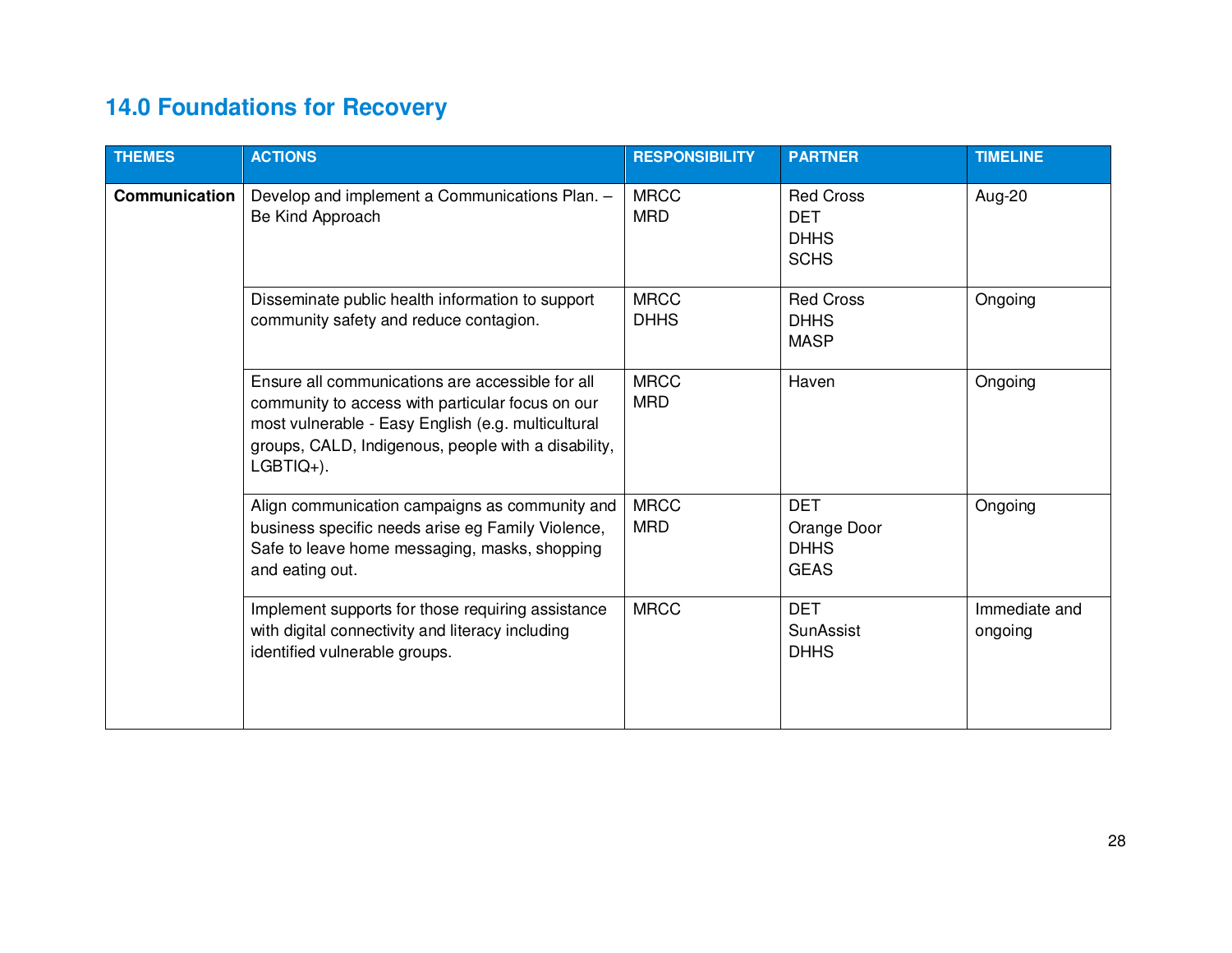# 14.0 Foundations for Recovery

| THEMES | ACTIONS | RESPONSIBILITY | PARTNER | TIMELINE |
|---|---|---|---|---|
| **Communication** | Develop and implement a Communications Plan. – Be Kind Approach | MRCC<br>MRD | Red Cross<br>DET<br>DHHS<br>SCHS | Aug-20 |
| | Disseminate public health information to support community safety and reduce contagion. | MRCC<br>DHHS | Red Cross<br>DHHS<br>MASP | Ongoing |
| | Ensure all communications are accessible for all community to access with particular focus on our most vulnerable - Easy English (e.g. multicultural groups, CALD, Indigenous, people with a disability, LGBTIQ+). | MRCC<br>MRD | Haven | Ongoing |
| | Align communication campaigns as community and business specific needs arise eg Family Violence, Safe to leave home messaging, masks, shopping and eating out. | MRCC<br>MRD | DET<br>Orange Door<br>DHHS<br>GEAS | Ongoing |
| | Implement supports for those requiring assistance with digital connectivity and literacy including identified vulnerable groups. | MRCC | DET<br>SunAssist<br>DHHS | Immediate and ongoing |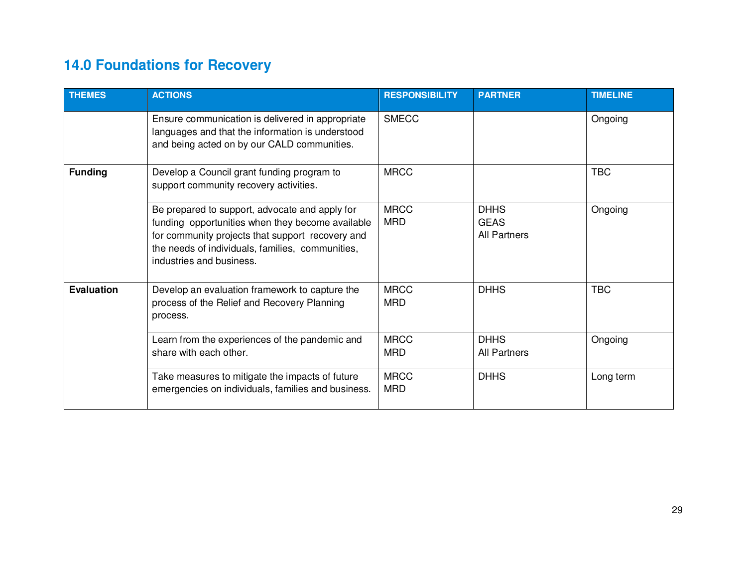## 14.0 Foundations for Recovery

| THEMES | ACTIONS | RESPONSIBILITY | PARTNER | TIMELINE |
|---|---|---|---|---|
| | Ensure communication is delivered in appropriate languages and that the information is understood and being acted on by our CALD communities. | SMECC | | Ongoing |
| **Funding** | Develop a Council grant funding program to support community recovery activities. | MRCC | | TBC |
| | Be prepared to support, advocate and apply for funding opportunities when they become available for community projects that support recovery and the needs of individuals, families, communities, industries and business. | MRCC<br>MRD | DHHS<br>GEAS<br>All Partners | Ongoing |
| **Evaluation** | Develop an evaluation framework to capture the process of the Relief and Recovery Planning process. | MRCC<br>MRD | DHHS | TBC |
| | Learn from the experiences of the pandemic and share with each other. | MRCC<br>MRD | DHHS<br>All Partners | Ongoing |
| | Take measures to mitigate the impacts of future emergencies on individuals, families and business. | MRCC<br>MRD | DHHS | Long term |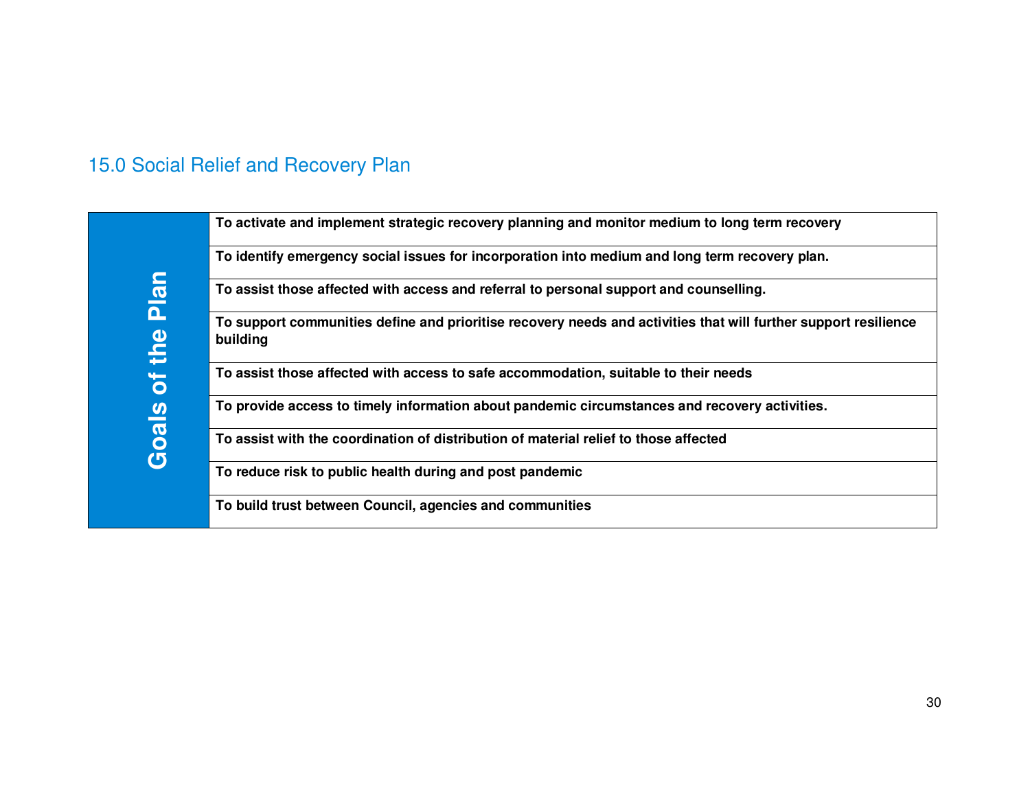## 15.0 Social Relief and Recovery Plan

| Goals of the Plan | |
|---|---|
| | **To activate and implement strategic recovery planning and monitor medium to long term recovery** |
| | **To identify emergency social issues for incorporation into medium and long term recovery plan.** |
| | **To assist those affected with access and referral to personal support and counselling.** |
| | **To support communities define and prioritise recovery needs and activities that will further support resilience building** |
| | **To assist those affected with access to safe accommodation, suitable to their needs** |
| | **To provide access to timely information about pandemic circumstances and recovery activities.** |
| | **To assist with the coordination of distribution of material relief to those affected** |
| | **To reduce risk to public health during and post pandemic** |
| | **To build trust between Council, agencies and communities** |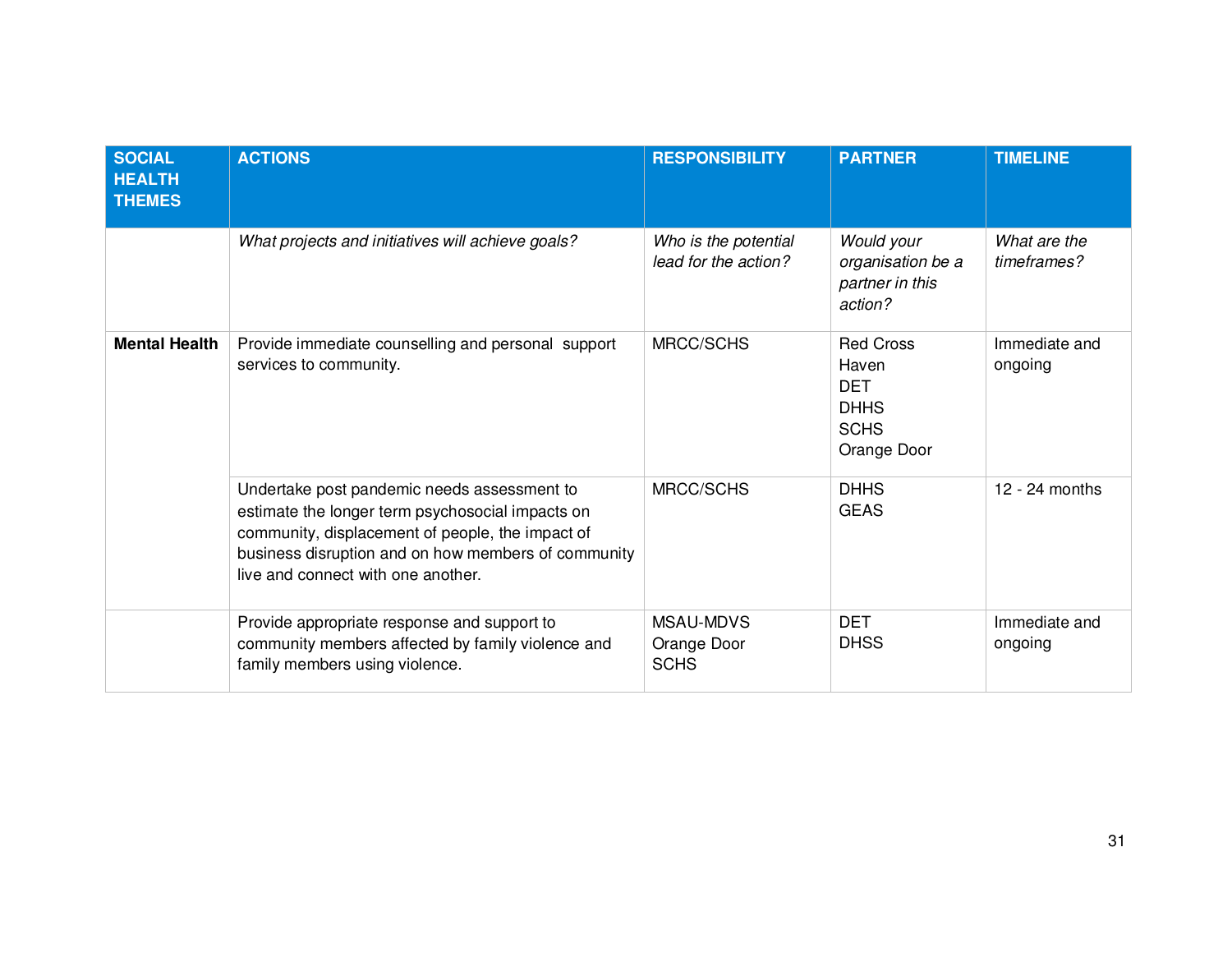| SOCIAL HEALTH THEMES | ACTIONS | RESPONSIBILITY | PARTNER | TIMELINE |
|---|---|---|---|---|
| | *What projects and initiatives will achieve goals?* | *Who is the potential lead for the action?* | *Would your organisation be a partner in this action?* | *What are the timeframes?* |
| **Mental Health** | Provide immediate counselling and personal support services to community. | MRCC/SCHS | Red Cross<br>Haven<br>DET<br>DHHS<br>SCHS<br>Orange Door | Immediate and ongoing |
| | Undertake post pandemic needs assessment to estimate the longer term psychosocial impacts on community, displacement of people, the impact of business disruption and on how members of community live and connect with one another. | MRCC/SCHS | DHHS<br>GEAS | 12 - 24 months |
| | Provide appropriate response and support to community members affected by family violence and family members using violence. | MSAU-MDVS<br>Orange Door<br>SCHS | DET<br>DHSS | Immediate and ongoing |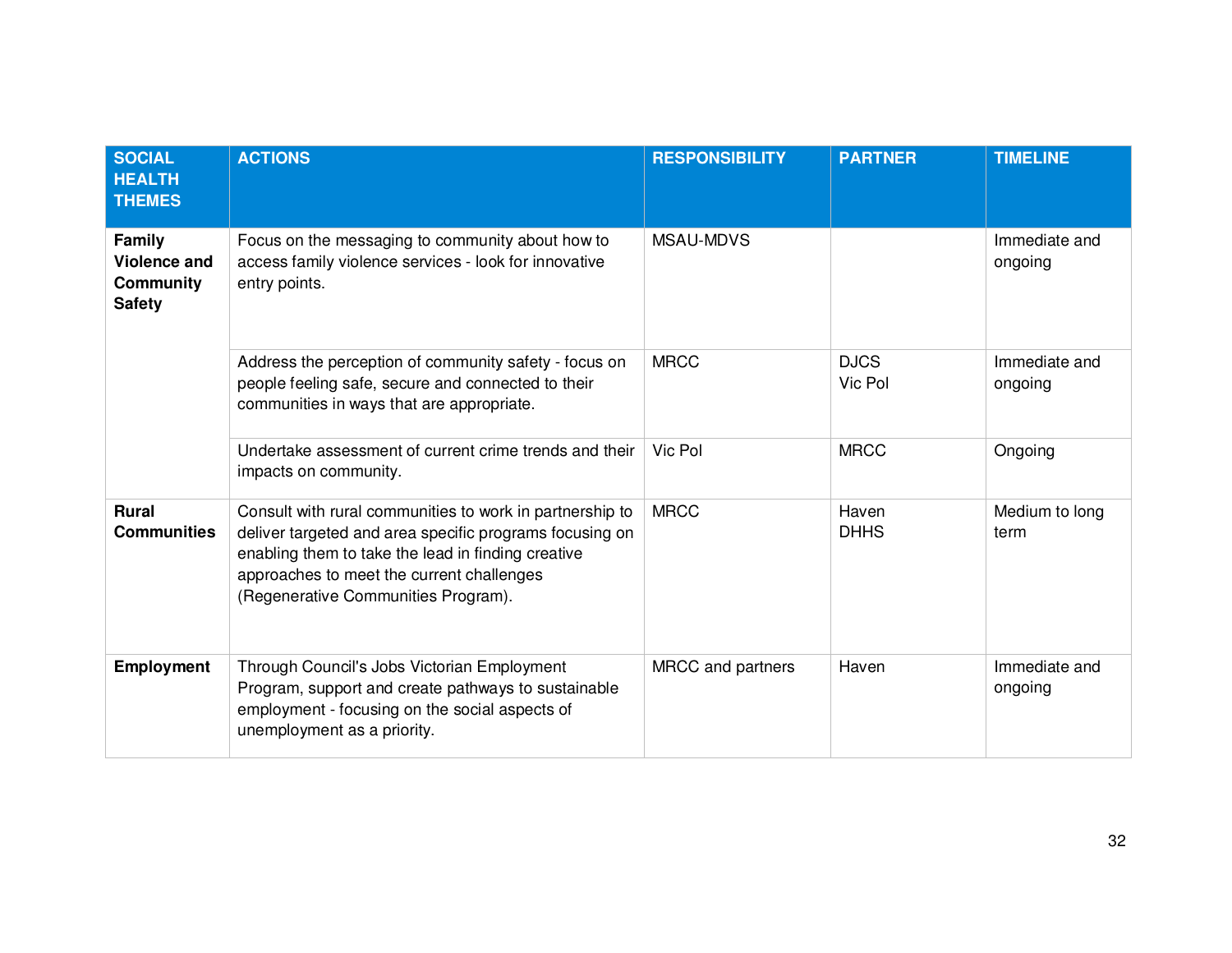| SOCIAL HEALTH THEMES | ACTIONS | RESPONSIBILITY | PARTNER | TIMELINE |
|---|---|---|---|---|
| **Family Violence and Community Safety** | Focus on the messaging to community about how to access family violence services - look for innovative entry points. | MSAU-MDVS | | Immediate and ongoing |
| | Address the perception of community safety - focus on people feeling safe, secure and connected to their communities in ways that are appropriate. | MRCC | DJCS<br>Vic Pol | Immediate and ongoing |
| | Undertake assessment of current crime trends and their impacts on community. | Vic Pol | MRCC | Ongoing |
| **Rural Communities** | Consult with rural communities to work in partnership to deliver targeted and area specific programs focusing on enabling them to take the lead in finding creative approaches to meet the current challenges (Regenerative Communities Program). | MRCC | Haven<br>DHHS | Medium to long term |
| **Employment** | Through Council's Jobs Victorian Employment Program, support and create pathways to sustainable employment - focusing on the social aspects of unemployment as a priority. | MRCC and partners | Haven | Immediate and ongoing |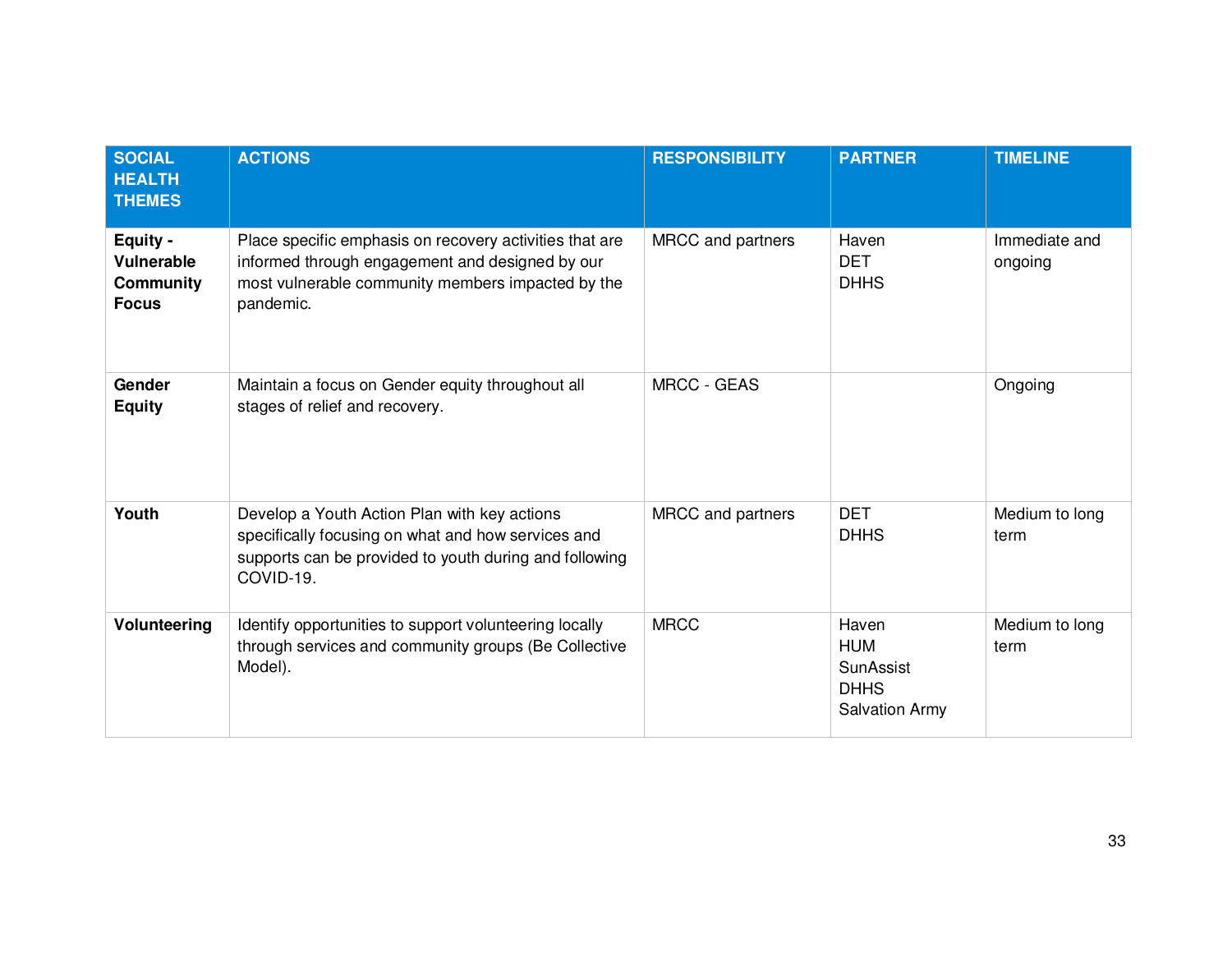| SOCIAL HEALTH THEMES | ACTIONS | RESPONSIBILITY | PARTNER | TIMELINE |
|---|---|---|---|---|
| **Equity - Vulnerable Community Focus** | Place specific emphasis on recovery activities that are informed through engagement and designed by our most vulnerable community members impacted by the pandemic. | MRCC and partners | Haven<br>DET<br>DHHS | Immediate and ongoing |
| **Gender Equity** | Maintain a focus on Gender equity throughout all stages of relief and recovery. | MRCC - GEAS | | Ongoing |
| **Youth** | Develop a Youth Action Plan with key actions specifically focusing on what and how services and supports can be provided to youth during and following COVID-19. | MRCC and partners | DET<br>DHHS | Medium to long term |
| **Volunteering** | Identify opportunities to support volunteering locally through services and community groups (Be Collective Model). | MRCC | Haven<br>HUM<br>SunAssist<br>DHHS<br>Salvation Army | Medium to long term |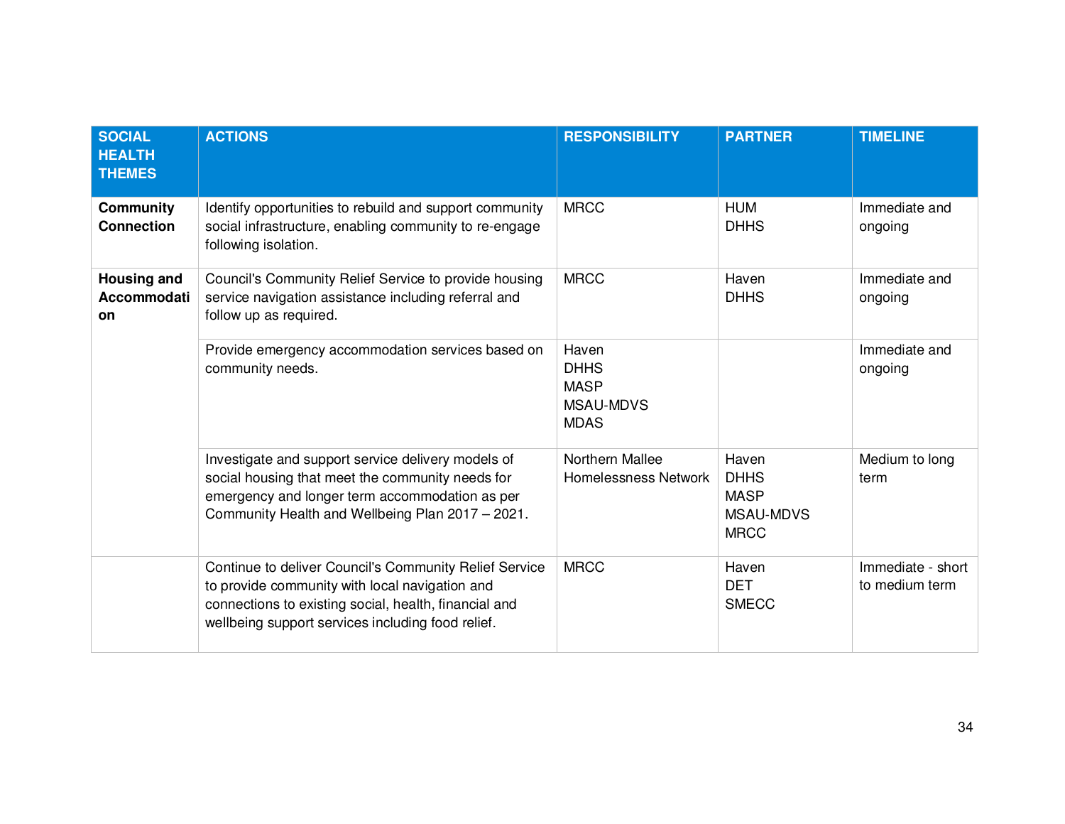| SOCIAL HEALTH THEMES | ACTIONS | RESPONSIBILITY | PARTNER | TIMELINE |
|---|---|---|---|---|
| **Community Connection** | Identify opportunities to rebuild and support community social infrastructure, enabling community to re-engage following isolation. | MRCC | HUM<br>DHHS | Immediate and ongoing |
| **Housing and Accommodation** | Council's Community Relief Service to provide housing service navigation assistance including referral and follow up as required. | MRCC | Haven<br>DHHS | Immediate and ongoing |
| | Provide emergency accommodation services based on community needs. | Haven<br>DHHS<br>MASP<br>MSAU-MDVS<br>MDAS | | Immediate and ongoing |
| | Investigate and support service delivery models of social housing that meet the community needs for emergency and longer term accommodation as per Community Health and Wellbeing Plan 2017 – 2021. | Northern Mallee Homelessness Network | Haven<br>DHHS<br>MASP<br>MSAU-MDVS<br>MRCC | Medium to long term |
| | Continue to deliver Council's Community Relief Service to provide community with local navigation and connections to existing social, health, financial and wellbeing support services including food relief. | MRCC | Haven<br>DET<br>SMECC | Immediate - short to medium term |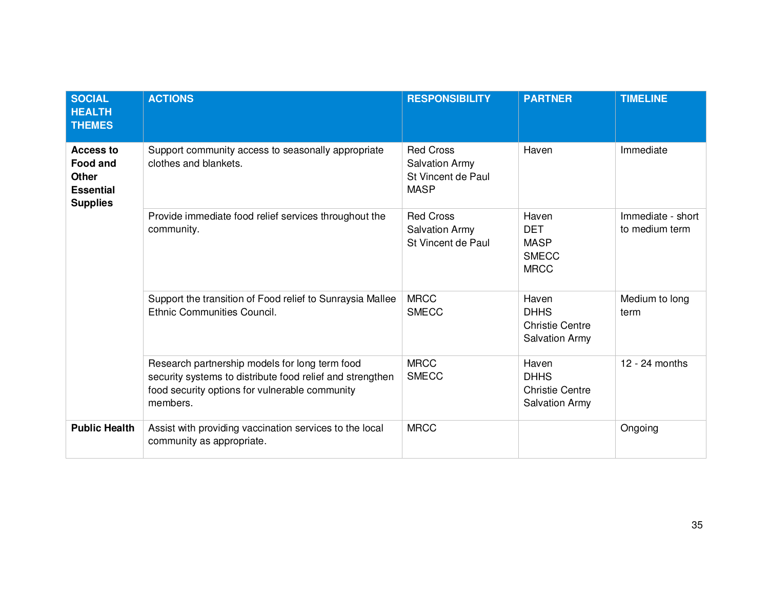| SOCIAL HEALTH THEMES | ACTIONS | RESPONSIBILITY | PARTNER | TIMELINE |
|---|---|---|---|---|
| **Access to Food and Other Essential Supplies** | Support community access to seasonally appropriate clothes and blankets. | Red Cross<br>Salvation Army<br>St Vincent de Paul<br>MASP | Haven | Immediate |
| | Provide immediate food relief services throughout the community. | Red Cross<br>Salvation Army<br>St Vincent de Paul | Haven<br>DET<br>MASP<br>SMECC<br>MRCC | Immediate - short to medium term |
| | Support the transition of Food relief to Sunraysia Mallee Ethnic Communities Council. | MRCC<br>SMECC | Haven<br>DHHS<br>Christie Centre<br>Salvation Army | Medium to long term |
| | Research partnership models for long term food security systems to distribute food relief and strengthen food security options for vulnerable community members. | MRCC<br>SMECC | Haven<br>DHHS<br>Christie Centre<br>Salvation Army | 12 - 24 months |
| **Public Health** | Assist with providing vaccination services to the local community as appropriate. | MRCC | | Ongoing |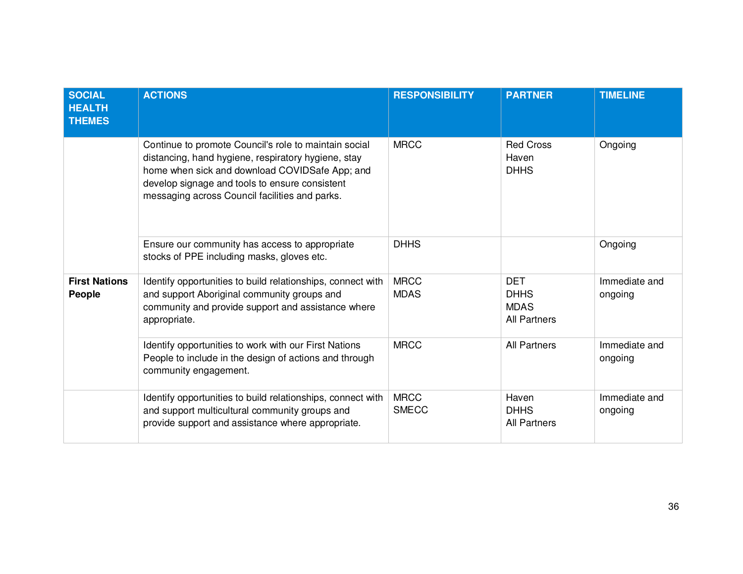| SOCIAL HEALTH THEMES | ACTIONS | RESPONSIBILITY | PARTNER | TIMELINE |
|---|---|---|---|---|
| | Continue to promote Council's role to maintain social distancing, hand hygiene, respiratory hygiene, stay home when sick and download COVIDSafe App; and develop signage and tools to ensure consistent messaging across Council facilities and parks. | MRCC | Red Cross<br>Haven<br>DHHS | Ongoing |
| | Ensure our community has access to appropriate stocks of PPE including masks, gloves etc. | DHHS | | Ongoing |
| **First Nations People** | Identify opportunities to build relationships, connect with and support Aboriginal community groups and community and provide support and assistance where appropriate. | MRCC<br>MDAS | DET<br>DHHS<br>MDAS<br>All Partners | Immediate and ongoing |
| | Identify opportunities to work with our First Nations People to include in the design of actions and through community engagement. | MRCC | All Partners | Immediate and ongoing |
| | Identify opportunities to build relationships, connect with and support multicultural community groups and provide support and assistance where appropriate. | MRCC<br>SMECC | Haven<br>DHHS<br>All Partners | Immediate and ongoing |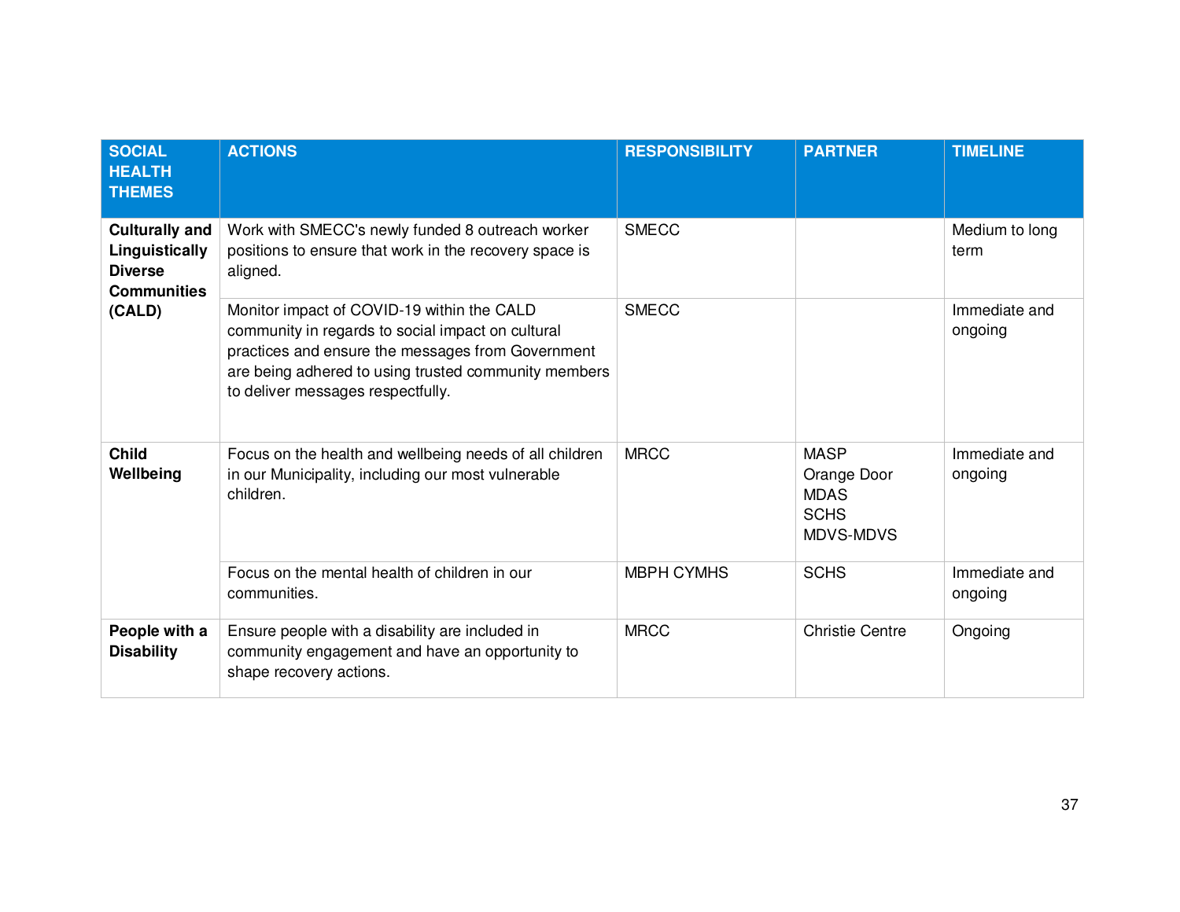| SOCIAL HEALTH THEMES | ACTIONS | RESPONSIBILITY | PARTNER | TIMELINE |
|---|---|---|---|---|
| **Culturally and Linguistically Diverse Communities (CALD)** | Work with SMECC's newly funded 8 outreach worker positions to ensure that work in the recovery space is aligned. | SMECC | | Medium to long term |
| | Monitor impact of COVID-19 within the CALD community in regards to social impact on cultural practices and ensure the messages from Government are being adhered to using trusted community members to deliver messages respectfully. | SMECC | | Immediate and ongoing |
| **Child Wellbeing** | Focus on the health and wellbeing needs of all children in our Municipality, including our most vulnerable children. | MRCC | MASP<br>Orange Door<br>MDAS<br>SCHS<br>MDVS-MDVS | Immediate and ongoing |
| | Focus on the mental health of children in our communities. | MBPH CYMHS | SCHS | Immediate and ongoing |
| **People with a Disability** | Ensure people with a disability are included in community engagement and have an opportunity to shape recovery actions. | MRCC | Christie Centre | Ongoing |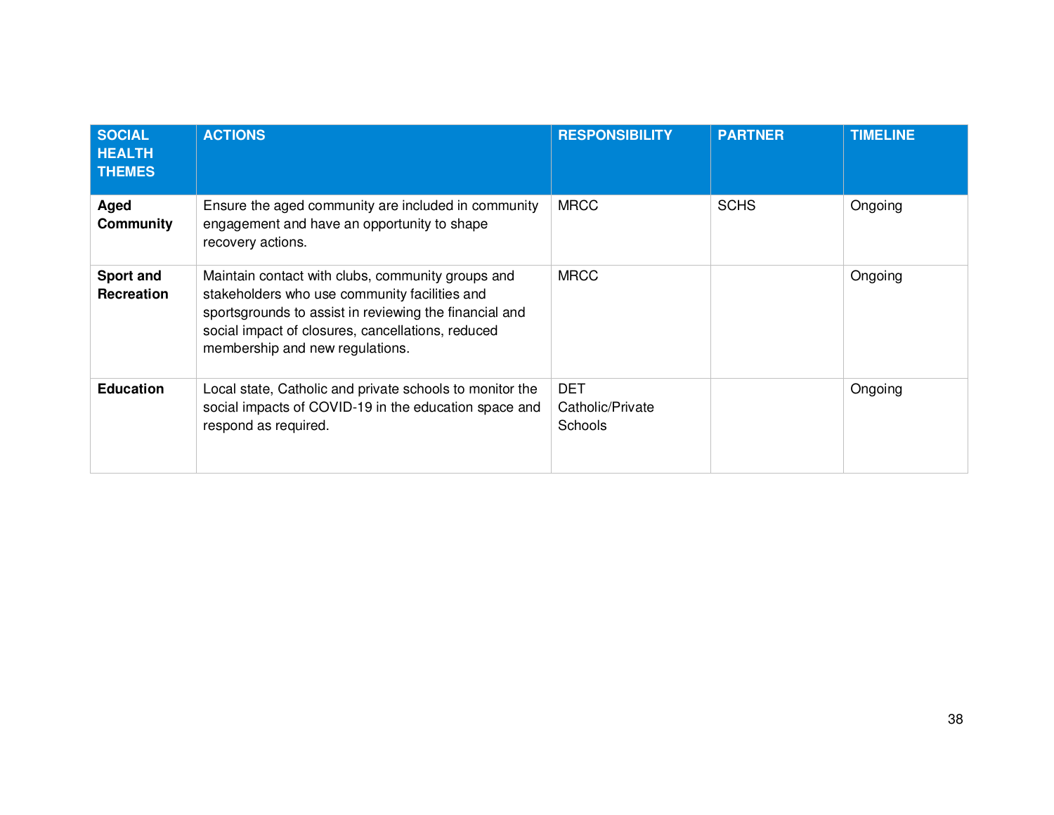| SOCIAL HEALTH THEMES | ACTIONS | RESPONSIBILITY | PARTNER | TIMELINE |
|---|---|---|---|---|
| **Aged Community** | Ensure the aged community are included in community engagement and have an opportunity to shape recovery actions. | MRCC | SCHS | Ongoing |
| **Sport and Recreation** | Maintain contact with clubs, community groups and stakeholders who use community facilities and sportsgrounds to assist in reviewing the financial and social impact of closures, cancellations, reduced membership and new regulations. | MRCC | | Ongoing |
| **Education** | Local state, Catholic and private schools to monitor the social impacts of COVID-19 in the education space and respond as required. | DET Catholic/Private Schools | | Ongoing |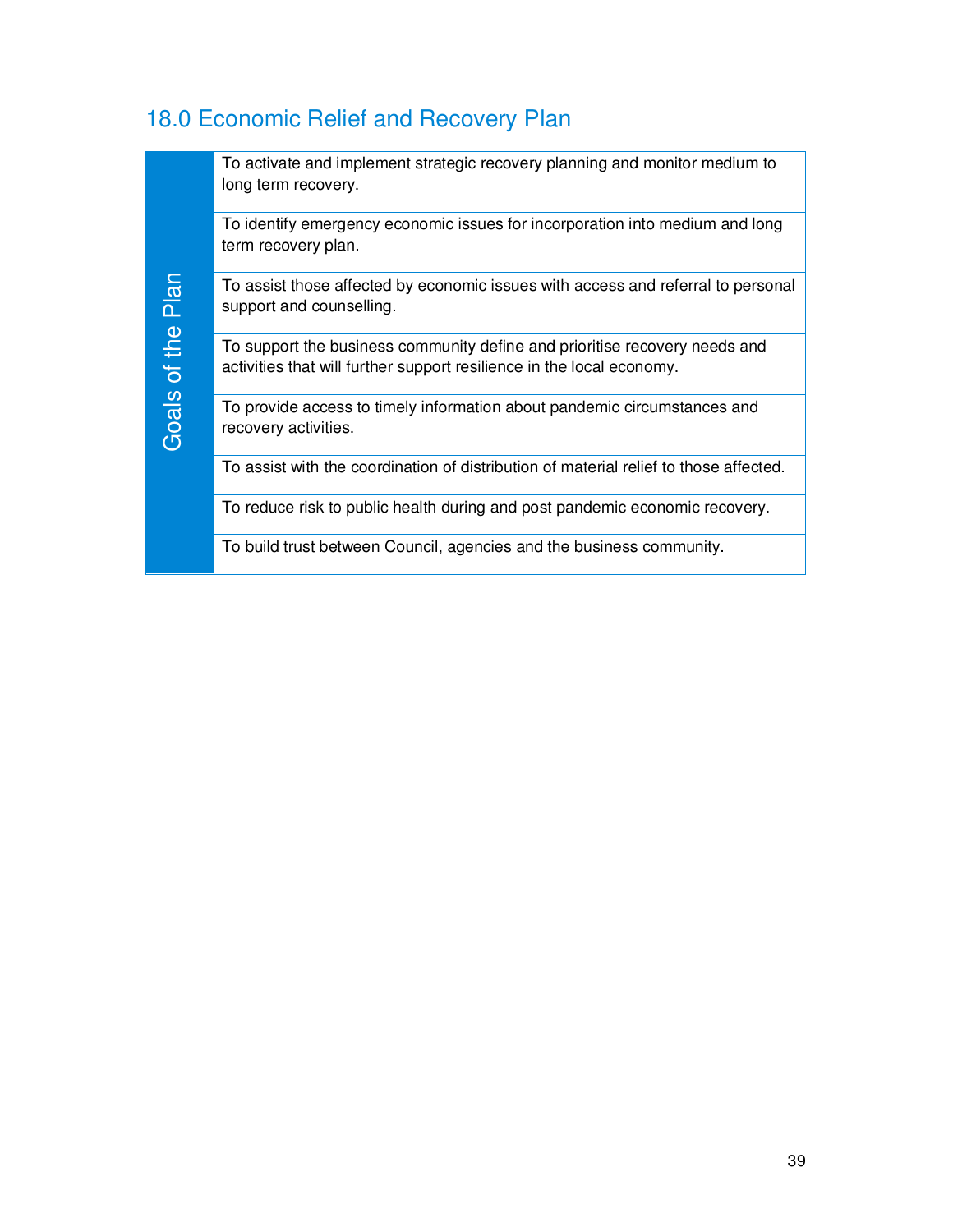## 18.0 Economic Relief and Recovery Plan

| Goals of the Plan | |
|---|---|
| | To activate and implement strategic recovery planning and monitor medium to long term recovery. |
| | To identify emergency economic issues for incorporation into medium and long term recovery plan. |
| | To assist those affected by economic issues with access and referral to personal support and counselling. |
| | To support the business community define and prioritise recovery needs and activities that will further support resilience in the local economy. |
| | To provide access to timely information about pandemic circumstances and recovery activities. |
| | To assist with the coordination of distribution of material relief to those affected. |
| | To reduce risk to public health during and post pandemic economic recovery. |
| | To build trust between Council, agencies and the business community. |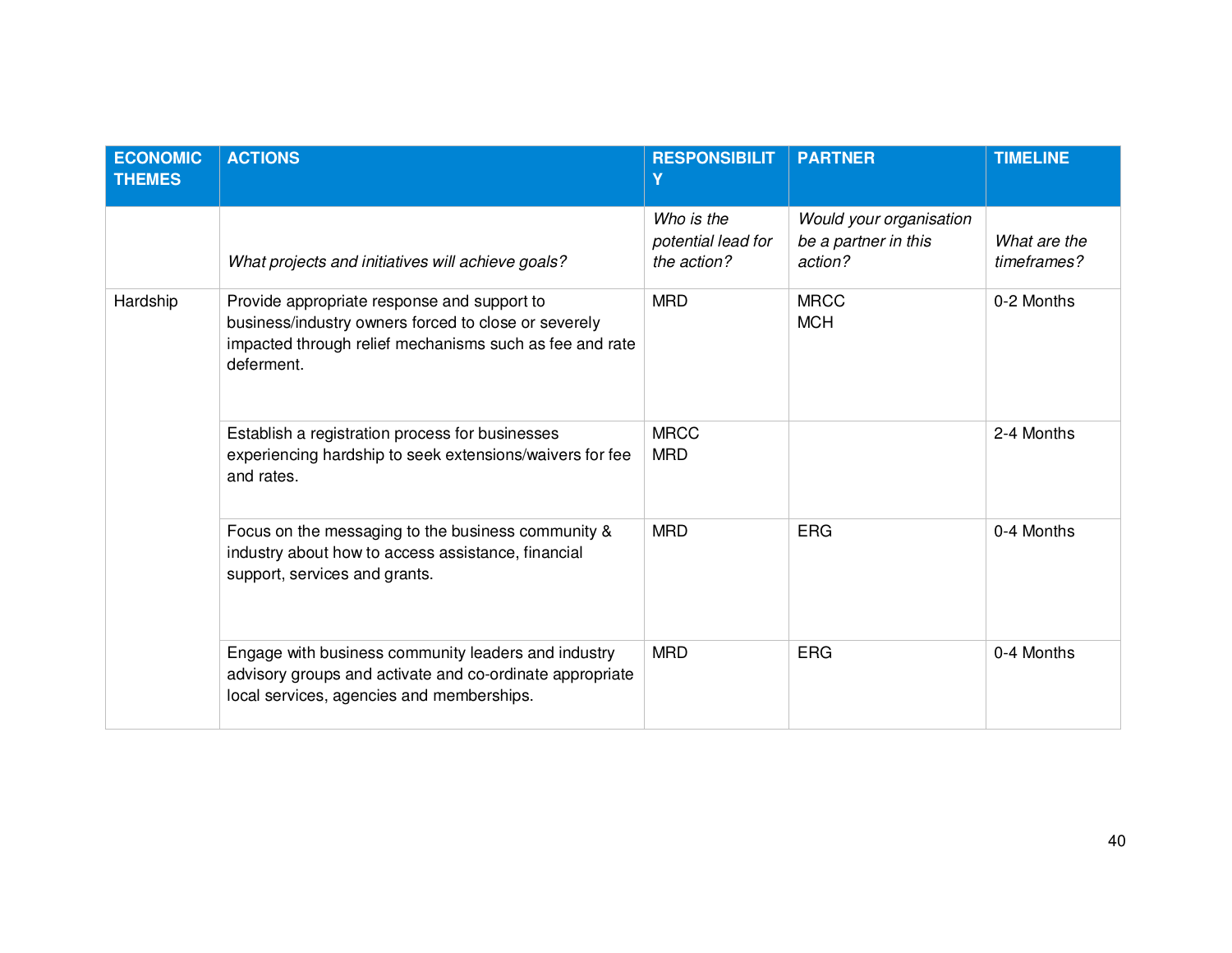| ECONOMIC THEMES | ACTIONS | RESPONSIBILITY | PARTNER | TIMELINE |
|---|---|---|---|---|
| | *What projects and initiatives will achieve goals?* | *Who is the potential lead for the action?* | *Would your organisation be a partner in this action?* | *What are the timeframes?* |
| Hardship | Provide appropriate response and support to business/industry owners forced to close or severely impacted through relief mechanisms such as fee and rate deferment. | MRD | MRCC<br>MCH | 0-2 Months |
| | Establish a registration process for businesses experiencing hardship to seek extensions/waivers for fee and rates. | MRCC<br>MRD | | 2-4 Months |
| | Focus on the messaging to the business community & industry about how to access assistance, financial support, services and grants. | MRD | ERG | 0-4 Months |
| | Engage with business community leaders and industry advisory groups and activate and co-ordinate appropriate local services, agencies and memberships. | MRD | ERG | 0-4 Months |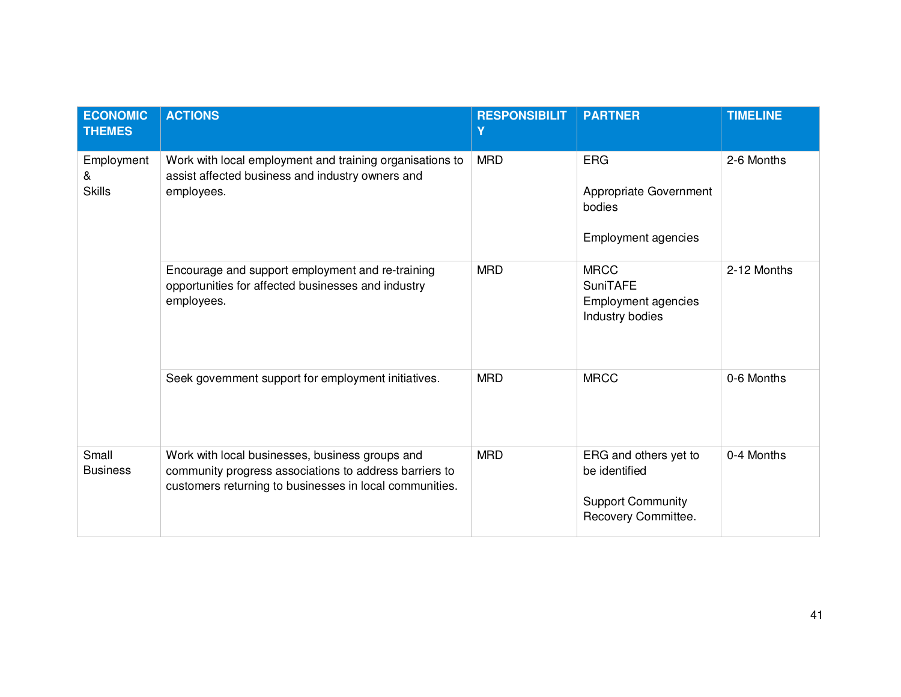| ECONOMIC THEMES | ACTIONS | RESPONSIBILITY | PARTNER | TIMELINE |
|---|---|---|---|---|
| Employment & Skills | Work with local employment and training organisations to assist affected business and industry owners and employees. | MRD | ERG<br><br>Appropriate Government bodies<br><br>Employment agencies | 2-6 Months |
| | Encourage and support employment and re-training opportunities for affected businesses and industry employees. | MRD | MRCC<br>SuniTAFE<br>Employment agencies<br>Industry bodies | 2-12 Months |
| | Seek government support for employment initiatives. | MRD | MRCC | 0-6 Months |
| Small Business | Work with local businesses, business groups and community progress associations to address barriers to customers returning to businesses in local communities. | MRD | ERG and others yet to be identified<br><br>Support Community Recovery Committee. | 0-4 Months |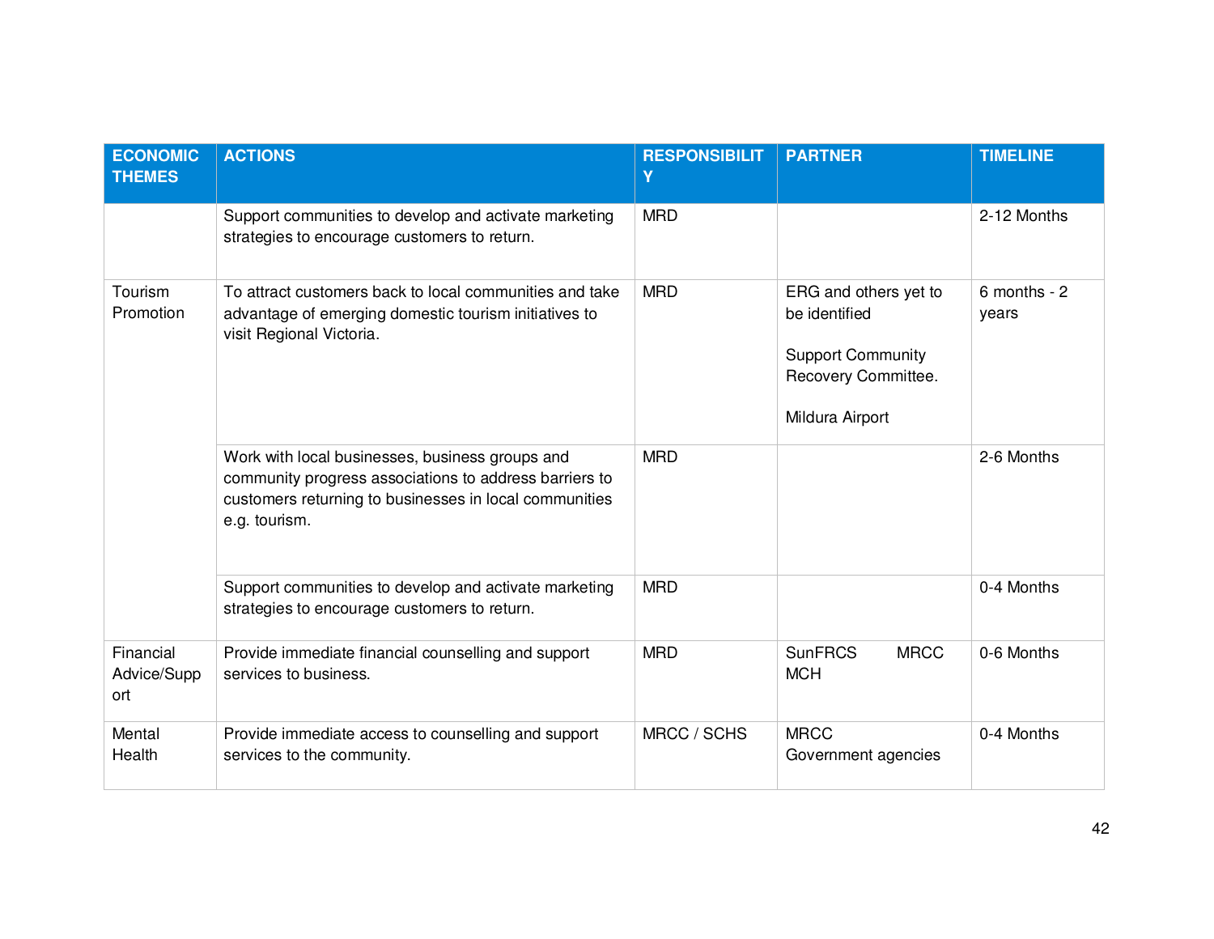| ECONOMIC THEMES | ACTIONS | RESPONSIBILITY | PARTNER | TIMELINE |
|---|---|---|---|---|
| | Support communities to develop and activate marketing strategies to encourage customers to return. | MRD | | 2-12 Months |
| Tourism Promotion | To attract customers back to local communities and take advantage of emerging domestic tourism initiatives to visit Regional Victoria. | MRD | ERG and others yet to be identified<br><br>Support Community Recovery Committee.<br><br>Mildura Airport | 6 months - 2 years |
| | Work with local businesses, business groups and community progress associations to address barriers to customers returning to businesses in local communities e.g. tourism. | MRD | | 2-6 Months |
| | Support communities to develop and activate marketing strategies to encourage customers to return. | MRD | | 0-4 Months |
| Financial Advice/Support | Provide immediate financial counselling and support services to business. | MRD | SunFRCS MRCC MCH | 0-6 Months |
| Mental Health | Provide immediate access to counselling and support services to the community. | MRCC / SCHS | MRCC<br>Government agencies | 0-4 Months |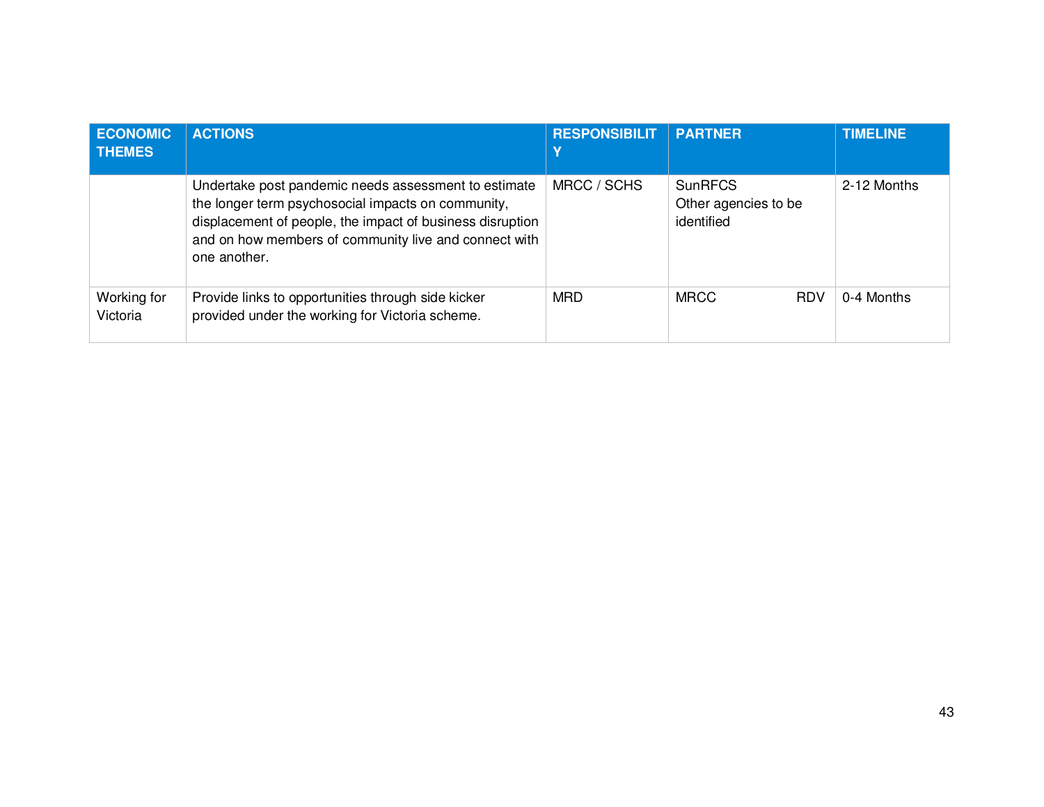| ECONOMIC THEMES | ACTIONS | RESPONSIBILITY | PARTNER | TIMELINE |
|---|---|---|---|---|
| | Undertake post pandemic needs assessment to estimate the longer term psychosocial impacts on community, displacement of people, the impact of business disruption and on how members of community live and connect with one another. | MRCC / SCHS | SunRFCS<br>Other agencies to be identified | 2-12 Months |
| Working for Victoria | Provide links to opportunities through side kicker provided under the working for Victoria scheme. | MRD | MRCC RDV | 0-4 Months |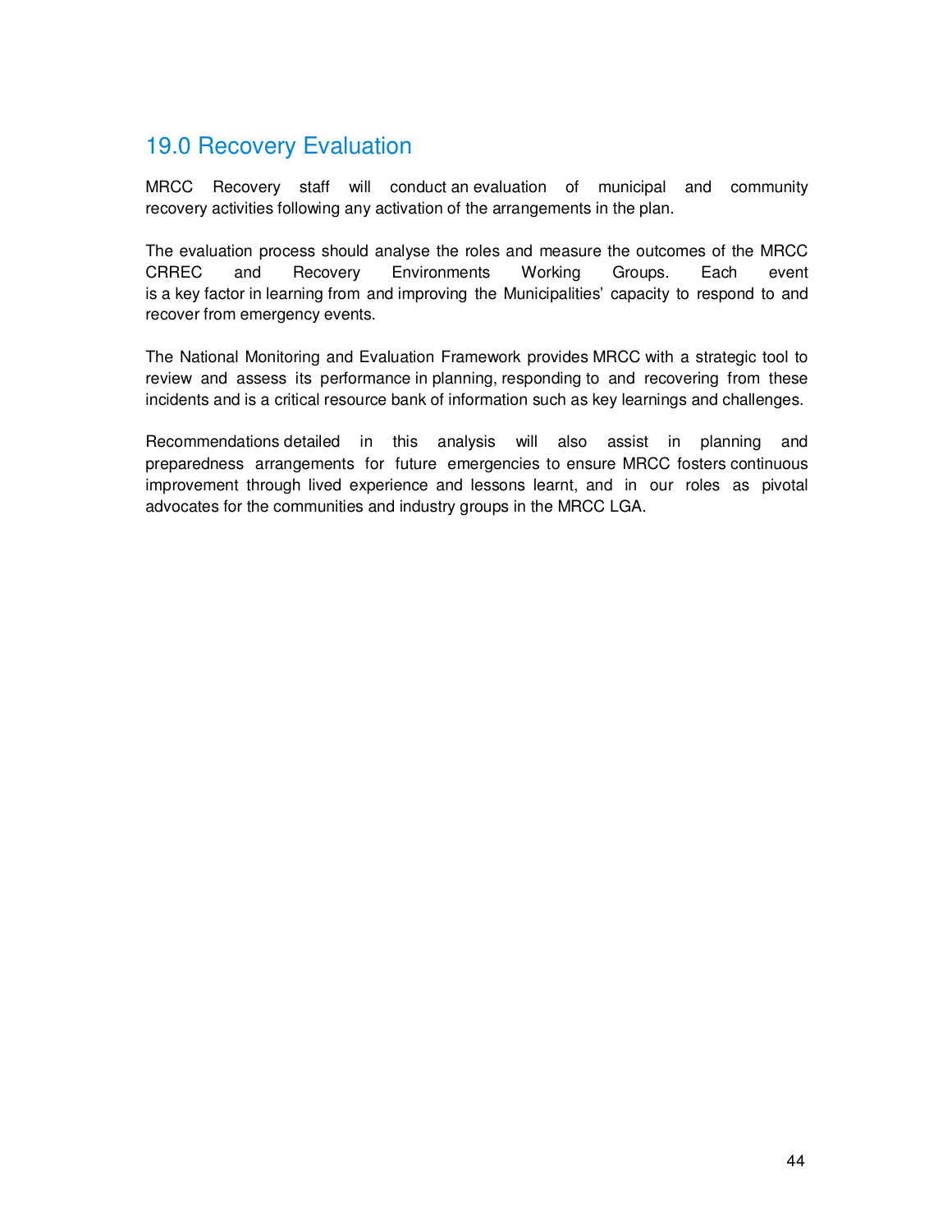## 19.0 Recovery Evaluation

MRCC Recovery staff will conduct an evaluation of municipal and community recovery activities following any activation of the arrangements in the plan.

The evaluation process should analyse the roles and measure the outcomes of the MRCC CRREC and Recovery Environments Working Groups. Each event is a key factor in learning from and improving the Municipalities' capacity to respond to and recover from emergency events.

The National Monitoring and Evaluation Framework provides MRCC with a strategic tool to review and assess its performance in planning, responding to and recovering from these incidents and is a critical resource bank of information such as key learnings and challenges.

Recommendations detailed in this analysis will also assist in planning and preparedness arrangements for future emergencies to ensure MRCC fosters continuous improvement through lived experience and lessons learnt, and in our roles as pivotal advocates for the communities and industry groups in the MRCC LGA.